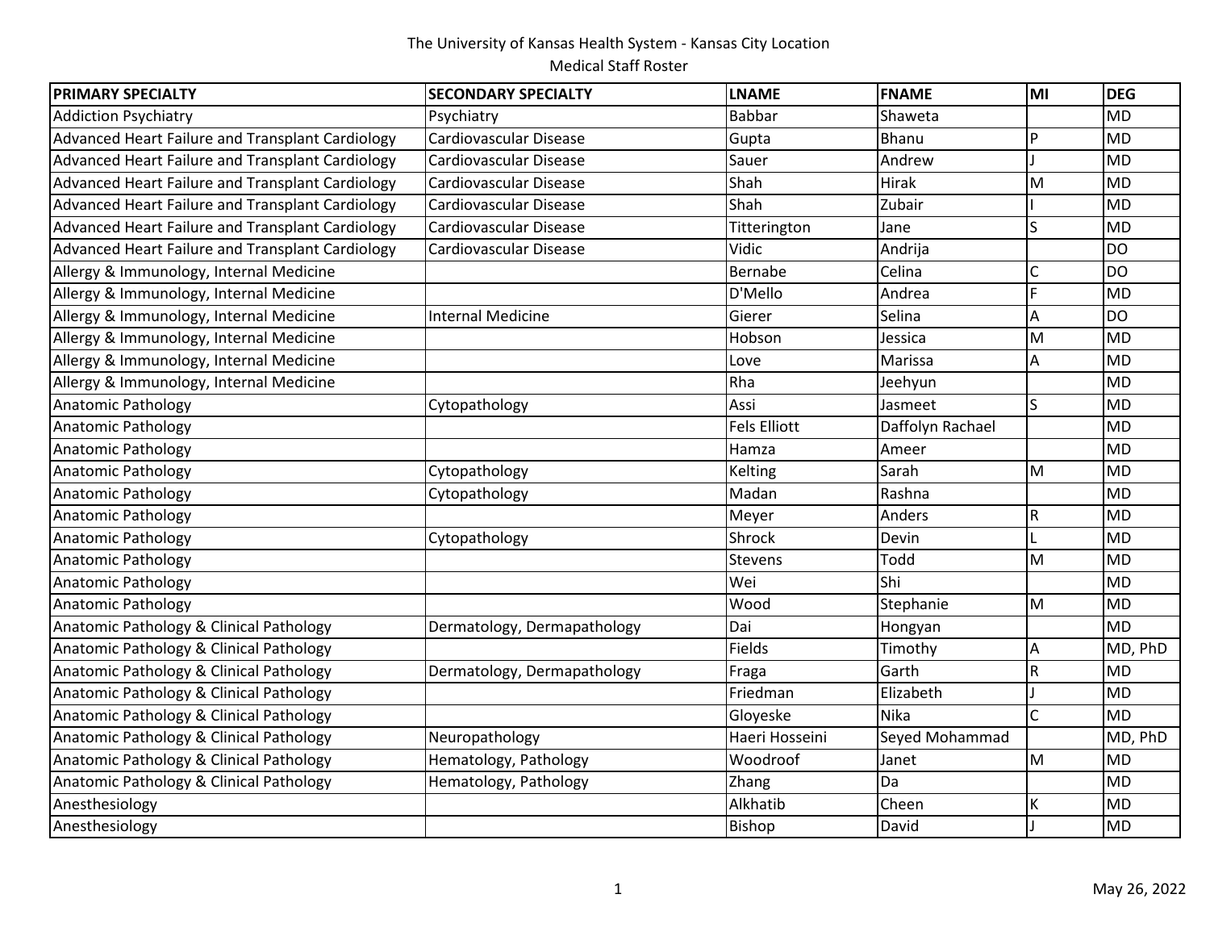The University of Kansas Health System - Kansas City Location

Medical Staff Roster

| PRIMARY SPECIALTY | SECONDARY SPECIALTY | LNAME | FNAME | MI | DEG |
|---|---|---|---|---|---|
| Addiction Psychiatry | Psychiatry | Babbar | Shaweta | | MD |
| Advanced Heart Failure and Transplant Cardiology | Cardiovascular Disease | Gupta | Bhanu | P | MD |
| Advanced Heart Failure and Transplant Cardiology | Cardiovascular Disease | Sauer | Andrew | J | MD |
| Advanced Heart Failure and Transplant Cardiology | Cardiovascular Disease | Shah | Hirak | M | MD |
| Advanced Heart Failure and Transplant Cardiology | Cardiovascular Disease | Shah | Zubair | I | MD |
| Advanced Heart Failure and Transplant Cardiology | Cardiovascular Disease | Titterington | Jane | S | MD |
| Advanced Heart Failure and Transplant Cardiology | Cardiovascular Disease | Vidic | Andrija | | DO |
| Allergy & Immunology, Internal Medicine | | Bernabe | Celina | C | DO |
| Allergy & Immunology, Internal Medicine | | D'Mello | Andrea | F | MD |
| Allergy & Immunology, Internal Medicine | Internal Medicine | Gierer | Selina | A | DO |
| Allergy & Immunology, Internal Medicine | | Hobson | Jessica | M | MD |
| Allergy & Immunology, Internal Medicine | | Love | Marissa | A | MD |
| Allergy & Immunology, Internal Medicine | | Rha | Jeehyun | | MD |
| Anatomic Pathology | Cytopathology | Assi | Jasmeet | S | MD |
| Anatomic Pathology | | Fels Elliott | Daffolyn Rachael | | MD |
| Anatomic Pathology | | Hamza | Ameer | | MD |
| Anatomic Pathology | Cytopathology | Kelting | Sarah | M | MD |
| Anatomic Pathology | Cytopathology | Madan | Rashna | | MD |
| Anatomic Pathology | | Meyer | Anders | R | MD |
| Anatomic Pathology | Cytopathology | Shrock | Devin | L | MD |
| Anatomic Pathology | | Stevens | Todd | M | MD |
| Anatomic Pathology | | Wei | Shi | | MD |
| Anatomic Pathology | | Wood | Stephanie | M | MD |
| Anatomic Pathology & Clinical Pathology | Dermatology, Dermapathology | Dai | Hongyan | | MD |
| Anatomic Pathology & Clinical Pathology | | Fields | Timothy | A | MD, PhD |
| Anatomic Pathology & Clinical Pathology | Dermatology, Dermapathology | Fraga | Garth | R | MD |
| Anatomic Pathology & Clinical Pathology | | Friedman | Elizabeth | J | MD |
| Anatomic Pathology & Clinical Pathology | | Gloyeske | Nika | C | MD |
| Anatomic Pathology & Clinical Pathology | Neuropathology | Haeri Hosseini | Seyed Mohammad | | MD, PhD |
| Anatomic Pathology & Clinical Pathology | Hematology, Pathology | Woodroof | Janet | M | MD |
| Anatomic Pathology & Clinical Pathology | Hematology, Pathology | Zhang | Da | | MD |
| Anesthesiology | | Alkhatib | Cheen | K | MD |
| Anesthesiology | | Bishop | David | J | MD |

May 26, 2022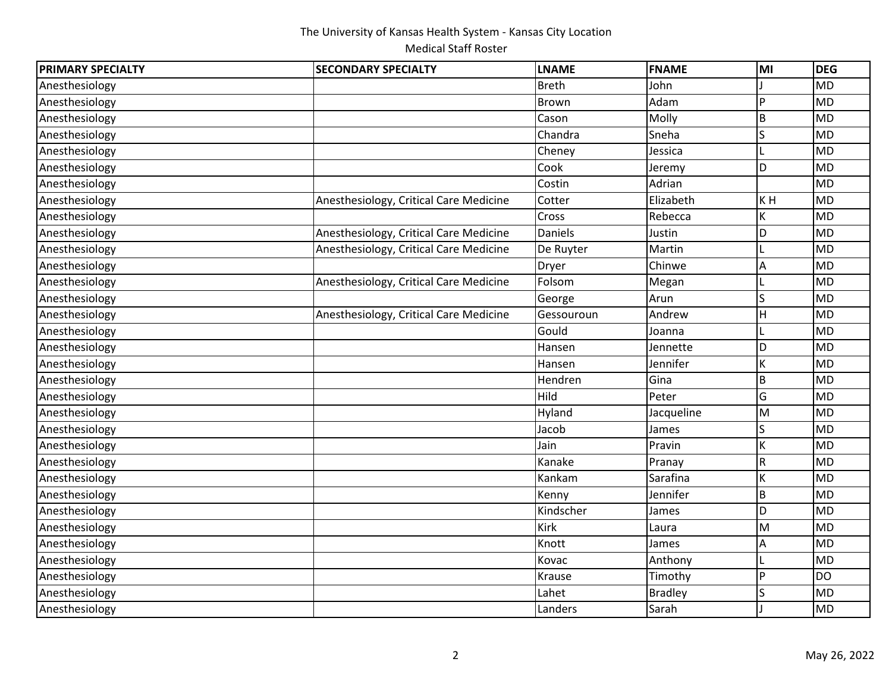The University of Kansas Health System - Kansas City Location

Medical Staff Roster

| PRIMARY SPECIALTY | SECONDARY SPECIALTY | LNAME | FNAME | MI | DEG |
|---|---|---|---|---|---|
| Anesthesiology | | Breth | John | J | MD |
| Anesthesiology | | Brown | Adam | P | MD |
| Anesthesiology | | Cason | Molly | B | MD |
| Anesthesiology | | Chandra | Sneha | S | MD |
| Anesthesiology | | Cheney | Jessica | L | MD |
| Anesthesiology | | Cook | Jeremy | D | MD |
| Anesthesiology | | Costin | Adrian | | MD |
| Anesthesiology | Anesthesiology, Critical Care Medicine | Cotter | Elizabeth | K H | MD |
| Anesthesiology | | Cross | Rebecca | K | MD |
| Anesthesiology | Anesthesiology, Critical Care Medicine | Daniels | Justin | D | MD |
| Anesthesiology | Anesthesiology, Critical Care Medicine | De Ruyter | Martin | L | MD |
| Anesthesiology | | Dryer | Chinwe | A | MD |
| Anesthesiology | Anesthesiology, Critical Care Medicine | Folsom | Megan | L | MD |
| Anesthesiology | | George | Arun | S | MD |
| Anesthesiology | Anesthesiology, Critical Care Medicine | Gessouroun | Andrew | H | MD |
| Anesthesiology | | Gould | Joanna | L | MD |
| Anesthesiology | | Hansen | Jennette | D | MD |
| Anesthesiology | | Hansen | Jennifer | K | MD |
| Anesthesiology | | Hendren | Gina | B | MD |
| Anesthesiology | | Hild | Peter | G | MD |
| Anesthesiology | | Hyland | Jacqueline | M | MD |
| Anesthesiology | | Jacob | James | S | MD |
| Anesthesiology | | Jain | Pravin | K | MD |
| Anesthesiology | | Kanake | Pranay | R | MD |
| Anesthesiology | | Kankam | Sarafina | K | MD |
| Anesthesiology | | Kenny | Jennifer | B | MD |
| Anesthesiology | | Kindscher | James | D | MD |
| Anesthesiology | | Kirk | Laura | M | MD |
| Anesthesiology | | Knott | James | A | MD |
| Anesthesiology | | Kovac | Anthony | L | MD |
| Anesthesiology | | Krause | Timothy | P | DO |
| Anesthesiology | | Lahet | Bradley | S | MD |
| Anesthesiology | | Landers | Sarah | J | MD |

May 26, 2022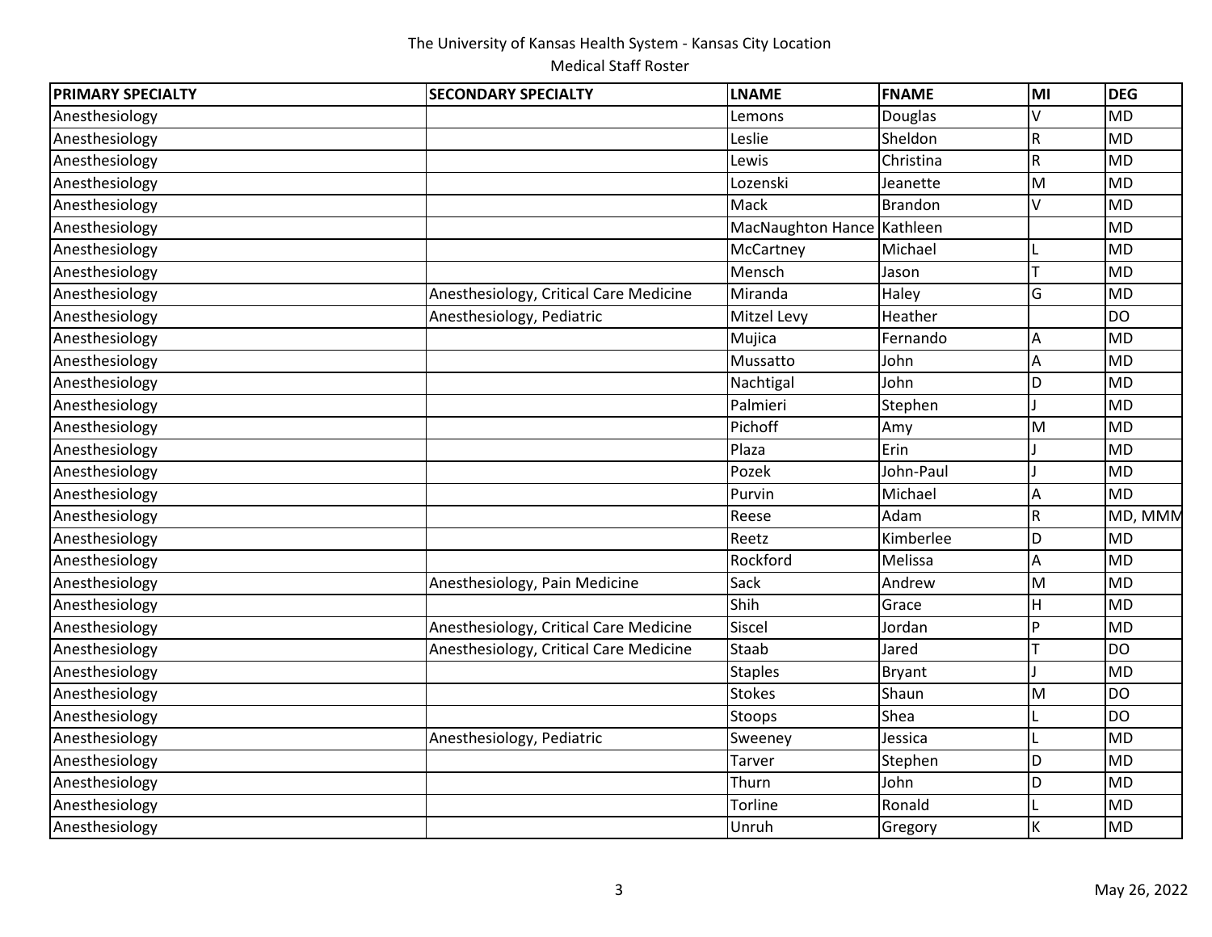The University of Kansas Health System - Kansas City Location

Medical Staff Roster

| PRIMARY SPECIALTY | SECONDARY SPECIALTY | LNAME | FNAME | MI | DEG |
|---|---|---|---|---|---|
| Anesthesiology | | Lemons | Douglas | V | MD |
| Anesthesiology | | Leslie | Sheldon | R | MD |
| Anesthesiology | | Lewis | Christina | R | MD |
| Anesthesiology | | Lozenski | Jeanette | M | MD |
| Anesthesiology | | Mack | Brandon | V | MD |
| Anesthesiology | | MacNaughton Hance | Kathleen | | MD |
| Anesthesiology | | McCartney | Michael | L | MD |
| Anesthesiology | | Mensch | Jason | T | MD |
| Anesthesiology | Anesthesiology, Critical Care Medicine | Miranda | Haley | G | MD |
| Anesthesiology | Anesthesiology, Pediatric | Mitzel Levy | Heather | | DO |
| Anesthesiology | | Mujica | Fernando | A | MD |
| Anesthesiology | | Mussatto | John | A | MD |
| Anesthesiology | | Nachtigal | John | D | MD |
| Anesthesiology | | Palmieri | Stephen | J | MD |
| Anesthesiology | | Pichoff | Amy | M | MD |
| Anesthesiology | | Plaza | Erin | J | MD |
| Anesthesiology | | Pozek | John-Paul | J | MD |
| Anesthesiology | | Purvin | Michael | A | MD |
| Anesthesiology | | Reese | Adam | R | MD, MMM |
| Anesthesiology | | Reetz | Kimberlee | D | MD |
| Anesthesiology | | Rockford | Melissa | A | MD |
| Anesthesiology | Anesthesiology, Pain Medicine | Sack | Andrew | M | MD |
| Anesthesiology | | Shih | Grace | H | MD |
| Anesthesiology | Anesthesiology, Critical Care Medicine | Siscel | Jordan | P | MD |
| Anesthesiology | Anesthesiology, Critical Care Medicine | Staab | Jared | T | DO |
| Anesthesiology | | Staples | Bryant | J | MD |
| Anesthesiology | | Stokes | Shaun | M | DO |
| Anesthesiology | | Stoops | Shea | L | DO |
| Anesthesiology | Anesthesiology, Pediatric | Sweeney | Jessica | L | MD |
| Anesthesiology | | Tarver | Stephen | D | MD |
| Anesthesiology | | Thurn | John | D | MD |
| Anesthesiology | | Torline | Ronald | L | MD |
| Anesthesiology | | Unruh | Gregory | K | MD |

May 26, 2022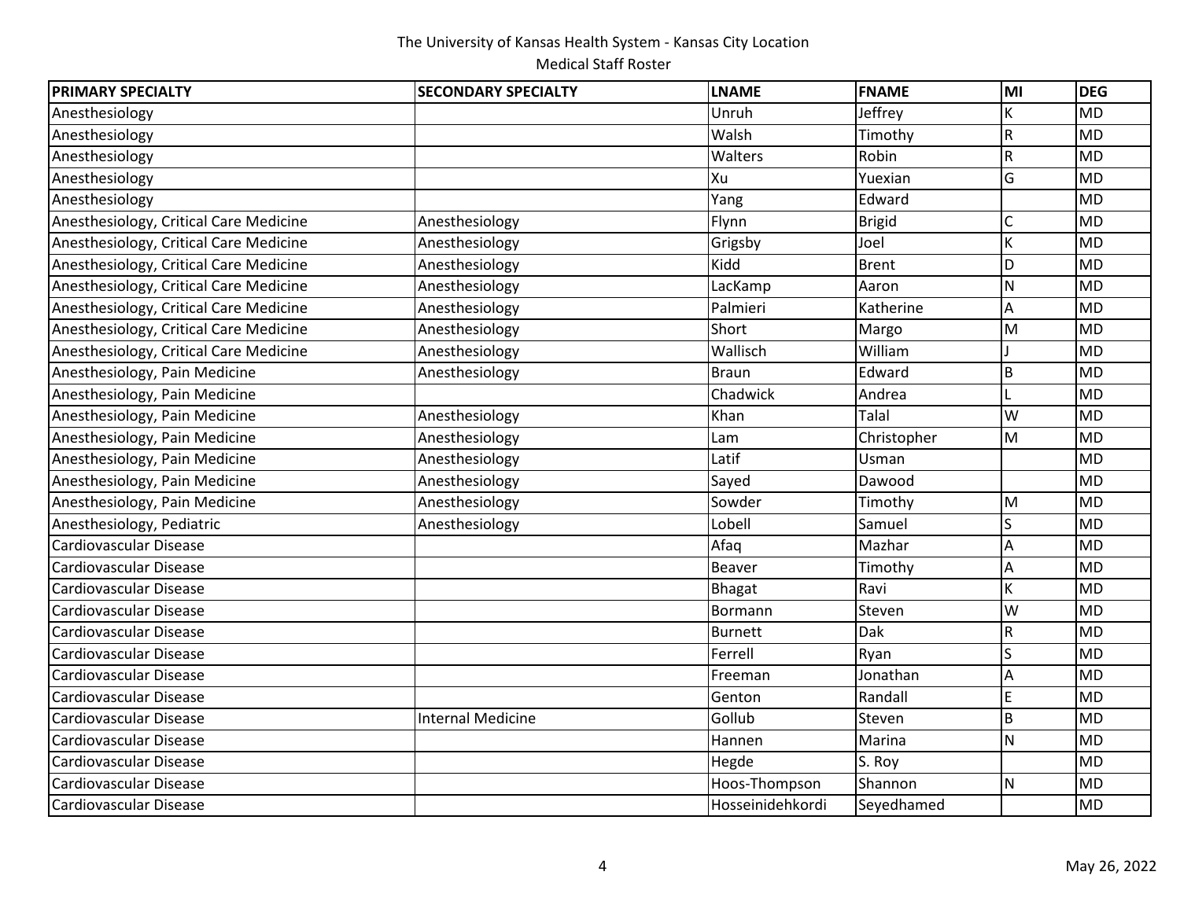The University of Kansas Health System - Kansas City Location
Medical Staff Roster

| PRIMARY SPECIALTY | SECONDARY SPECIALTY | LNAME | FNAME | MI | DEG |
|---|---|---|---|---|---|
| Anesthesiology | | Unruh | Jeffrey | K | MD |
| Anesthesiology | | Walsh | Timothy | R | MD |
| Anesthesiology | | Walters | Robin | R | MD |
| Anesthesiology | | Xu | Yuexian | G | MD |
| Anesthesiology | | Yang | Edward | | MD |
| Anesthesiology, Critical Care Medicine | Anesthesiology | Flynn | Brigid | C | MD |
| Anesthesiology, Critical Care Medicine | Anesthesiology | Grigsby | Joel | K | MD |
| Anesthesiology, Critical Care Medicine | Anesthesiology | Kidd | Brent | D | MD |
| Anesthesiology, Critical Care Medicine | Anesthesiology | LacKamp | Aaron | N | MD |
| Anesthesiology, Critical Care Medicine | Anesthesiology | Palmieri | Katherine | A | MD |
| Anesthesiology, Critical Care Medicine | Anesthesiology | Short | Margo | M | MD |
| Anesthesiology, Critical Care Medicine | Anesthesiology | Wallisch | William | J | MD |
| Anesthesiology, Pain Medicine | Anesthesiology | Braun | Edward | B | MD |
| Anesthesiology, Pain Medicine | | Chadwick | Andrea | L | MD |
| Anesthesiology, Pain Medicine | Anesthesiology | Khan | Talal | W | MD |
| Anesthesiology, Pain Medicine | Anesthesiology | Lam | Christopher | M | MD |
| Anesthesiology, Pain Medicine | Anesthesiology | Latif | Usman | | MD |
| Anesthesiology, Pain Medicine | Anesthesiology | Sayed | Dawood | | MD |
| Anesthesiology, Pain Medicine | Anesthesiology | Sowder | Timothy | M | MD |
| Anesthesiology, Pediatric | Anesthesiology | Lobell | Samuel | S | MD |
| Cardiovascular Disease | | Afaq | Mazhar | A | MD |
| Cardiovascular Disease | | Beaver | Timothy | A | MD |
| Cardiovascular Disease | | Bhagat | Ravi | K | MD |
| Cardiovascular Disease | | Bormann | Steven | W | MD |
| Cardiovascular Disease | | Burnett | Dak | R | MD |
| Cardiovascular Disease | | Ferrell | Ryan | S | MD |
| Cardiovascular Disease | | Freeman | Jonathan | A | MD |
| Cardiovascular Disease | | Genton | Randall | E | MD |
| Cardiovascular Disease | Internal Medicine | Gollub | Steven | B | MD |
| Cardiovascular Disease | | Hannen | Marina | N | MD |
| Cardiovascular Disease | | Hegde | S. Roy | | MD |
| Cardiovascular Disease | | Hoos-Thompson | Shannon | N | MD |
| Cardiovascular Disease | | Hosseinidehkordi | Seyedhamed | | MD |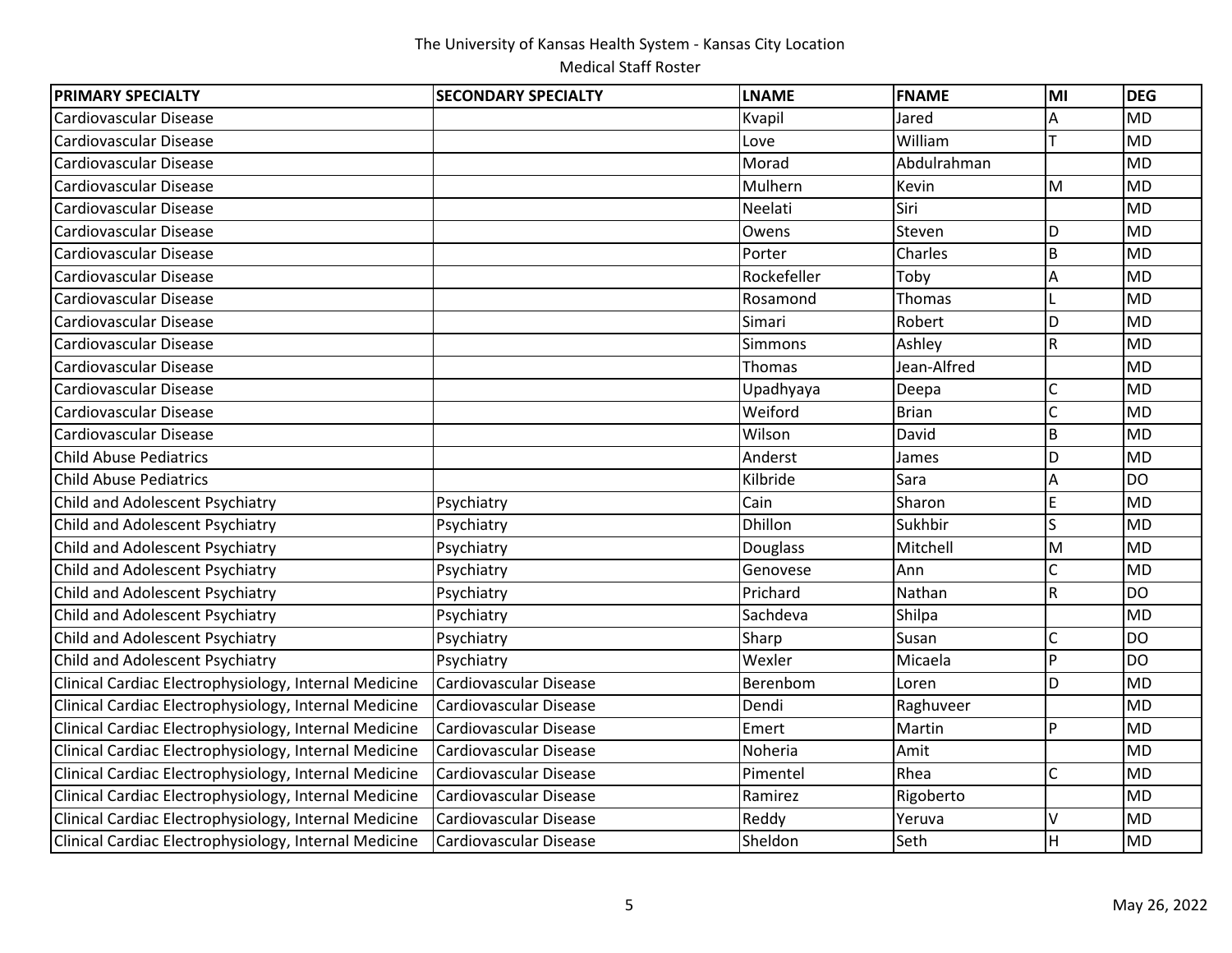The University of Kansas Health System - Kansas City Location

Medical Staff Roster

| PRIMARY SPECIALTY | SECONDARY SPECIALTY | LNAME | FNAME | MI | DEG |
|---|---|---|---|---|---|
| Cardiovascular Disease | | Kvapil | Jared | A | MD |
| Cardiovascular Disease | | Love | William | T | MD |
| Cardiovascular Disease | | Morad | Abdulrahman | | MD |
| Cardiovascular Disease | | Mulhern | Kevin | M | MD |
| Cardiovascular Disease | | Neelati | Siri | | MD |
| Cardiovascular Disease | | Owens | Steven | D | MD |
| Cardiovascular Disease | | Porter | Charles | B | MD |
| Cardiovascular Disease | | Rockefeller | Toby | A | MD |
| Cardiovascular Disease | | Rosamond | Thomas | L | MD |
| Cardiovascular Disease | | Simari | Robert | D | MD |
| Cardiovascular Disease | | Simmons | Ashley | R | MD |
| Cardiovascular Disease | | Thomas | Jean-Alfred | | MD |
| Cardiovascular Disease | | Upadhyaya | Deepa | C | MD |
| Cardiovascular Disease | | Weiford | Brian | C | MD |
| Cardiovascular Disease | | Wilson | David | B | MD |
| Child Abuse Pediatrics | | Anderst | James | D | MD |
| Child Abuse Pediatrics | | Kilbride | Sara | A | DO |
| Child and Adolescent Psychiatry | Psychiatry | Cain | Sharon | E | MD |
| Child and Adolescent Psychiatry | Psychiatry | Dhillon | Sukhbir | S | MD |
| Child and Adolescent Psychiatry | Psychiatry | Douglass | Mitchell | M | MD |
| Child and Adolescent Psychiatry | Psychiatry | Genovese | Ann | C | MD |
| Child and Adolescent Psychiatry | Psychiatry | Prichard | Nathan | R | DO |
| Child and Adolescent Psychiatry | Psychiatry | Sachdeva | Shilpa | | MD |
| Child and Adolescent Psychiatry | Psychiatry | Sharp | Susan | C | DO |
| Child and Adolescent Psychiatry | Psychiatry | Wexler | Micaela | P | DO |
| Clinical Cardiac Electrophysiology, Internal Medicine | Cardiovascular Disease | Berenbom | Loren | D | MD |
| Clinical Cardiac Electrophysiology, Internal Medicine | Cardiovascular Disease | Dendi | Raghuveer | | MD |
| Clinical Cardiac Electrophysiology, Internal Medicine | Cardiovascular Disease | Emert | Martin | P | MD |
| Clinical Cardiac Electrophysiology, Internal Medicine | Cardiovascular Disease | Noheria | Amit | | MD |
| Clinical Cardiac Electrophysiology, Internal Medicine | Cardiovascular Disease | Pimentel | Rhea | C | MD |
| Clinical Cardiac Electrophysiology, Internal Medicine | Cardiovascular Disease | Ramirez | Rigoberto | | MD |
| Clinical Cardiac Electrophysiology, Internal Medicine | Cardiovascular Disease | Reddy | Yeruva | V | MD |
| Clinical Cardiac Electrophysiology, Internal Medicine | Cardiovascular Disease | Sheldon | Seth | H | MD |

May 26, 2022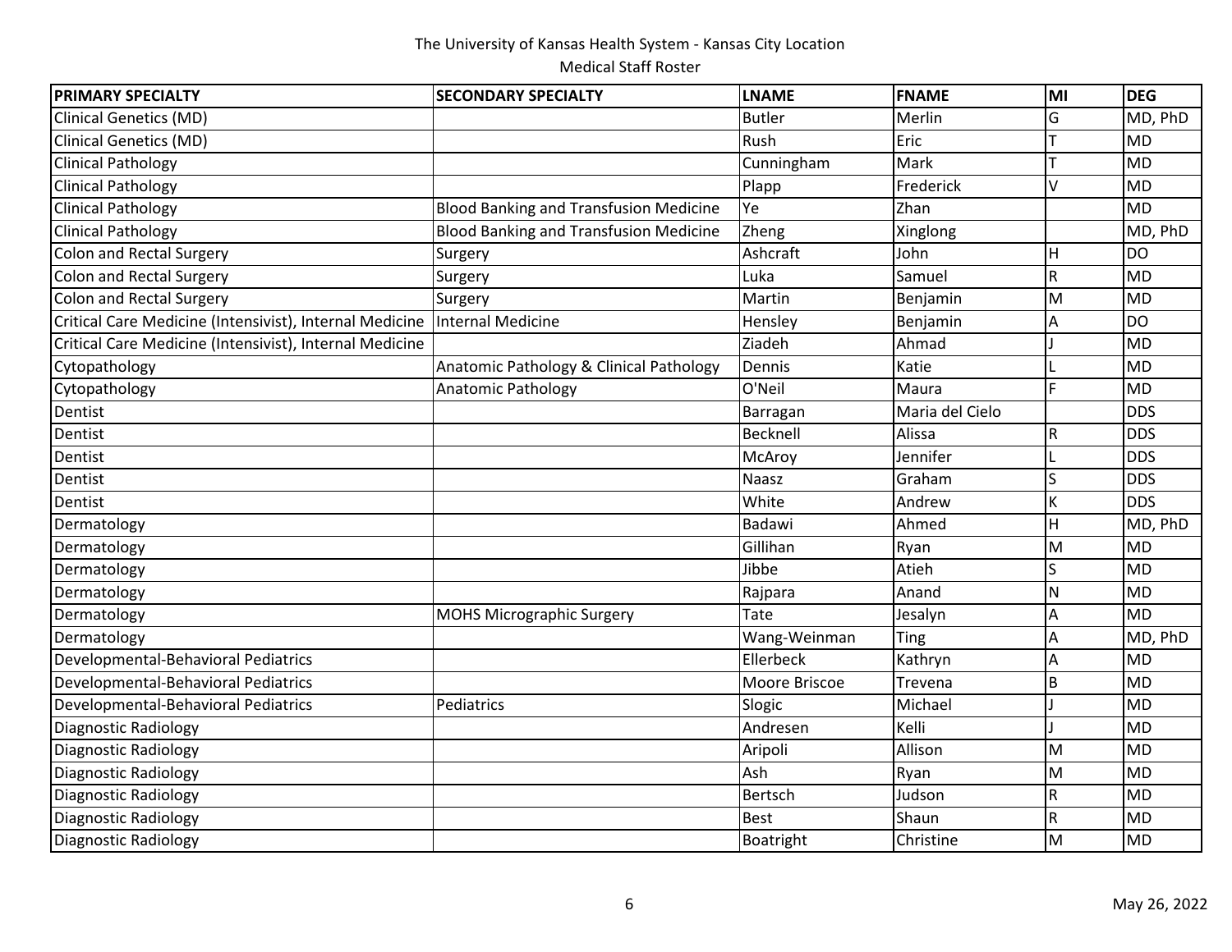The University of Kansas Health System - Kansas City Location
Medical Staff Roster

| PRIMARY SPECIALTY | SECONDARY SPECIALTY | LNAME | FNAME | MI | DEG |
|---|---|---|---|---|---|
| Clinical Genetics (MD) | | Butler | Merlin | G | MD, PhD |
| Clinical Genetics (MD) | | Rush | Eric | T | MD |
| Clinical Pathology | | Cunningham | Mark | T | MD |
| Clinical Pathology | | Plapp | Frederick | V | MD |
| Clinical Pathology | Blood Banking and Transfusion Medicine | Ye | Zhan | | MD |
| Clinical Pathology | Blood Banking and Transfusion Medicine | Zheng | Xinglong | | MD, PhD |
| Colon and Rectal Surgery | Surgery | Ashcraft | John | H | DO |
| Colon and Rectal Surgery | Surgery | Luka | Samuel | R | MD |
| Colon and Rectal Surgery | Surgery | Martin | Benjamin | M | MD |
| Critical Care Medicine (Intensivist), Internal Medicine | Internal Medicine | Hensley | Benjamin | A | DO |
| Critical Care Medicine (Intensivist), Internal Medicine | | Ziadeh | Ahmad | J | MD |
| Cytopathology | Anatomic Pathology & Clinical Pathology | Dennis | Katie | L | MD |
| Cytopathology | Anatomic Pathology | O'Neil | Maura | F | MD |
| Dentist | | Barragan | Maria del Cielo | | DDS |
| Dentist | | Becknell | Alissa | R | DDS |
| Dentist | | McAroy | Jennifer | L | DDS |
| Dentist | | Naasz | Graham | S | DDS |
| Dentist | | White | Andrew | K | DDS |
| Dermatology | | Badawi | Ahmed | H | MD, PhD |
| Dermatology | | Gillihan | Ryan | M | MD |
| Dermatology | | Jibbe | Atieh | S | MD |
| Dermatology | | Rajpara | Anand | N | MD |
| Dermatology | MOHS Micrographic Surgery | Tate | Jesalyn | A | MD |
| Dermatology | | Wang-Weinman | Ting | A | MD, PhD |
| Developmental-Behavioral Pediatrics | | Ellerbeck | Kathryn | A | MD |
| Developmental-Behavioral Pediatrics | | Moore Briscoe | Trevena | B | MD |
| Developmental-Behavioral Pediatrics | Pediatrics | Slogic | Michael | J | MD |
| Diagnostic Radiology | | Andresen | Kelli | J | MD |
| Diagnostic Radiology | | Aripoli | Allison | M | MD |
| Diagnostic Radiology | | Ash | Ryan | M | MD |
| Diagnostic Radiology | | Bertsch | Judson | R | MD |
| Diagnostic Radiology | | Best | Shaun | R | MD |
| Diagnostic Radiology | | Boatright | Christine | M | MD |

May 26, 2022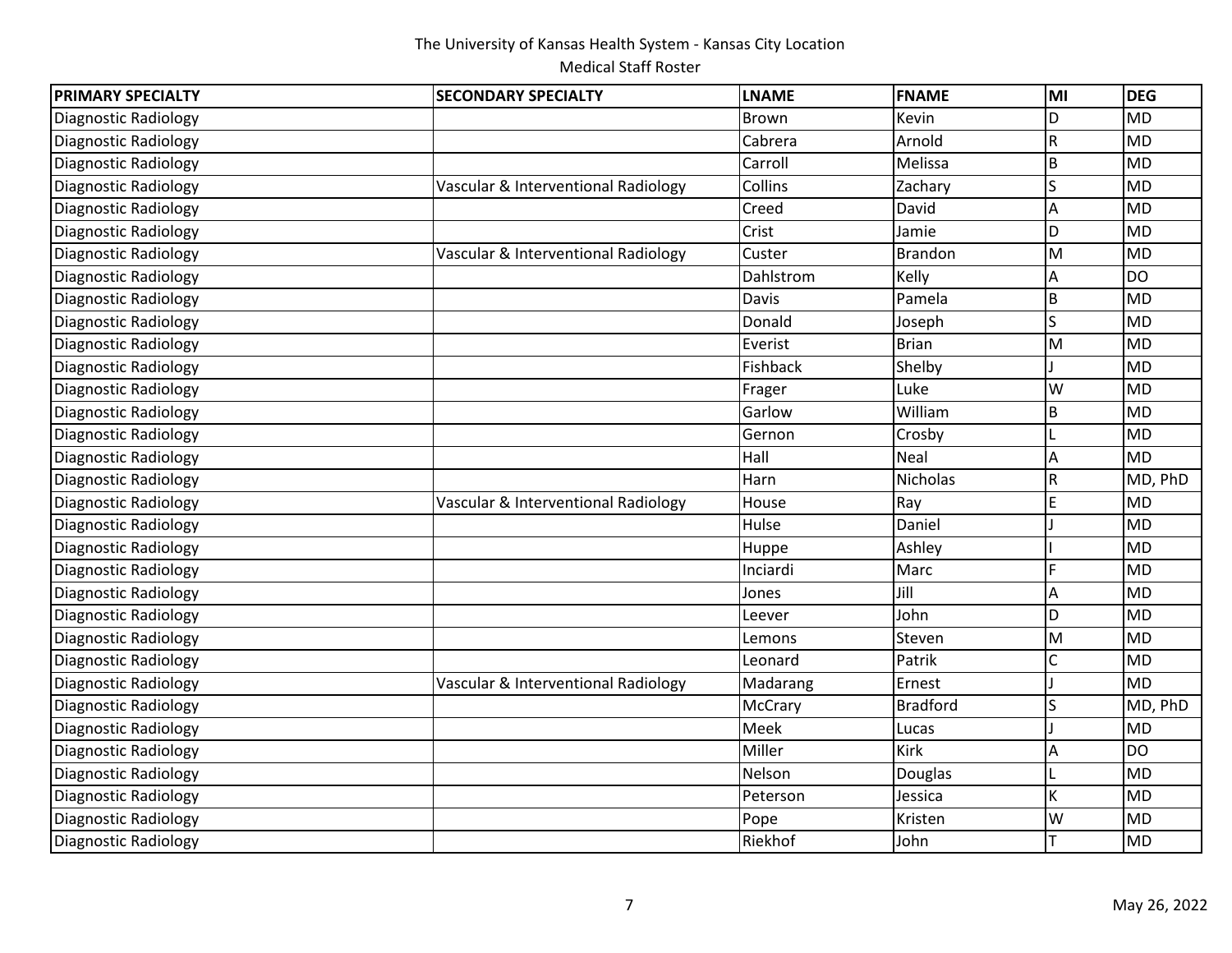The University of Kansas Health System - Kansas City Location

Medical Staff Roster

| PRIMARY SPECIALTY | SECONDARY SPECIALTY | LNAME | FNAME | MI | DEG |
|---|---|---|---|---|---|
| Diagnostic Radiology | | Brown | Kevin | D | MD |
| Diagnostic Radiology | | Cabrera | Arnold | R | MD |
| Diagnostic Radiology | | Carroll | Melissa | B | MD |
| Diagnostic Radiology | Vascular & Interventional Radiology | Collins | Zachary | S | MD |
| Diagnostic Radiology | | Creed | David | A | MD |
| Diagnostic Radiology | | Crist | Jamie | D | MD |
| Diagnostic Radiology | Vascular & Interventional Radiology | Custer | Brandon | M | MD |
| Diagnostic Radiology | | Dahlstrom | Kelly | A | DO |
| Diagnostic Radiology | | Davis | Pamela | B | MD |
| Diagnostic Radiology | | Donald | Joseph | S | MD |
| Diagnostic Radiology | | Everist | Brian | M | MD |
| Diagnostic Radiology | | Fishback | Shelby | J | MD |
| Diagnostic Radiology | | Frager | Luke | W | MD |
| Diagnostic Radiology | | Garlow | William | B | MD |
| Diagnostic Radiology | | Gernon | Crosby | L | MD |
| Diagnostic Radiology | | Hall | Neal | A | MD |
| Diagnostic Radiology | | Harn | Nicholas | R | MD, PhD |
| Diagnostic Radiology | Vascular & Interventional Radiology | House | Ray | E | MD |
| Diagnostic Radiology | | Hulse | Daniel | J | MD |
| Diagnostic Radiology | | Huppe | Ashley | I | MD |
| Diagnostic Radiology | | Inciardi | Marc | F | MD |
| Diagnostic Radiology | | Jones | Jill | A | MD |
| Diagnostic Radiology | | Leever | John | D | MD |
| Diagnostic Radiology | | Lemons | Steven | M | MD |
| Diagnostic Radiology | | Leonard | Patrik | C | MD |
| Diagnostic Radiology | Vascular & Interventional Radiology | Madarang | Ernest | J | MD |
| Diagnostic Radiology | | McCrary | Bradford | S | MD, PhD |
| Diagnostic Radiology | | Meek | Lucas | J | MD |
| Diagnostic Radiology | | Miller | Kirk | A | DO |
| Diagnostic Radiology | | Nelson | Douglas | L | MD |
| Diagnostic Radiology | | Peterson | Jessica | K | MD |
| Diagnostic Radiology | | Pope | Kristen | W | MD |
| Diagnostic Radiology | | Riekhof | John | T | MD |

May 26, 2022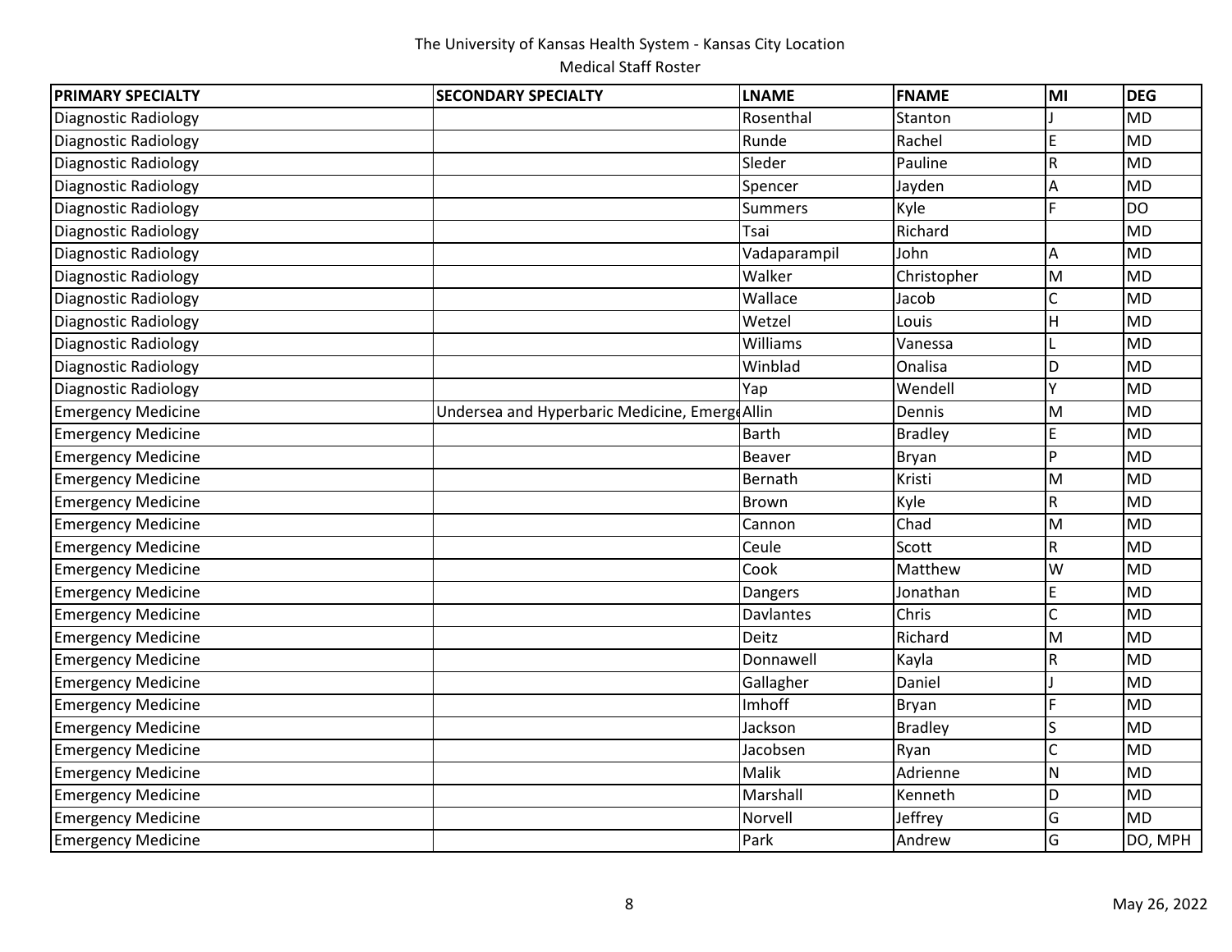The University of Kansas Health System - Kansas City Location

Medical Staff Roster

| PRIMARY SPECIALTY | SECONDARY SPECIALTY | LNAME | FNAME | MI | DEG |
|---|---|---|---|---|---|
| Diagnostic Radiology | | Rosenthal | Stanton | J | MD |
| Diagnostic Radiology | | Runde | Rachel | E | MD |
| Diagnostic Radiology | | Sleder | Pauline | R | MD |
| Diagnostic Radiology | | Spencer | Jayden | A | MD |
| Diagnostic Radiology | | Summers | Kyle | F | DO |
| Diagnostic Radiology | | Tsai | Richard | | MD |
| Diagnostic Radiology | | Vadaparampil | John | A | MD |
| Diagnostic Radiology | | Walker | Christopher | M | MD |
| Diagnostic Radiology | | Wallace | Jacob | C | MD |
| Diagnostic Radiology | | Wetzel | Louis | H | MD |
| Diagnostic Radiology | | Williams | Vanessa | L | MD |
| Diagnostic Radiology | | Winblad | Onalisa | D | MD |
| Diagnostic Radiology | | Yap | Wendell | Y | MD |
| Emergency Medicine | Undersea and Hyperbaric Medicine, Emerge | Allin | Dennis | M | MD |
| Emergency Medicine | | Barth | Bradley | E | MD |
| Emergency Medicine | | Beaver | Bryan | P | MD |
| Emergency Medicine | | Bernath | Kristi | M | MD |
| Emergency Medicine | | Brown | Kyle | R | MD |
| Emergency Medicine | | Cannon | Chad | M | MD |
| Emergency Medicine | | Ceule | Scott | R | MD |
| Emergency Medicine | | Cook | Matthew | W | MD |
| Emergency Medicine | | Dangers | Jonathan | E | MD |
| Emergency Medicine | | Davlantes | Chris | C | MD |
| Emergency Medicine | | Deitz | Richard | M | MD |
| Emergency Medicine | | Donnawell | Kayla | R | MD |
| Emergency Medicine | | Gallagher | Daniel | J | MD |
| Emergency Medicine | | Imhoff | Bryan | F | MD |
| Emergency Medicine | | Jackson | Bradley | S | MD |
| Emergency Medicine | | Jacobsen | Ryan | C | MD |
| Emergency Medicine | | Malik | Adrienne | N | MD |
| Emergency Medicine | | Marshall | Kenneth | D | MD |
| Emergency Medicine | | Norvell | Jeffrey | G | MD |
| Emergency Medicine | | Park | Andrew | G | DO, MPH |

May 26, 2022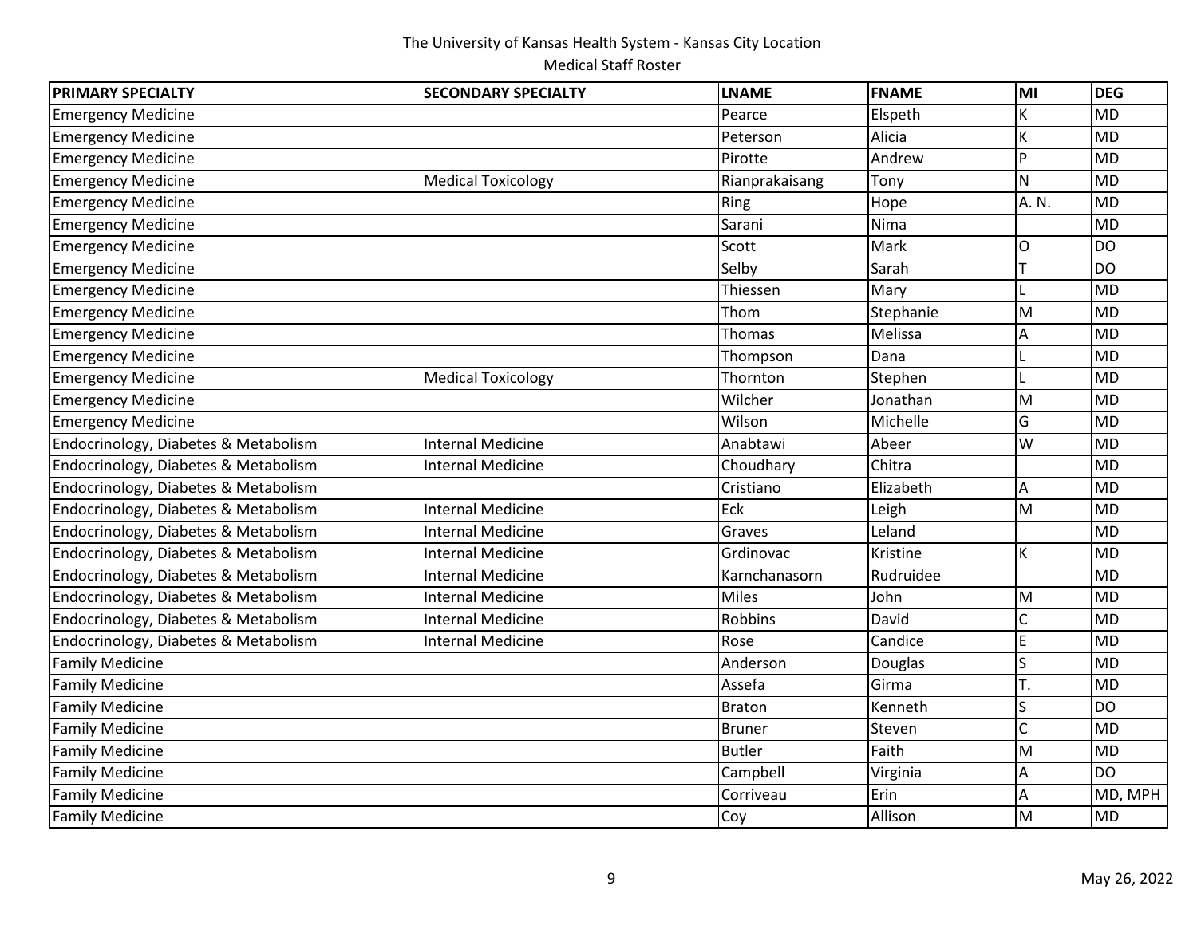| PRIMARY SPECIALTY | SECONDARY SPECIALTY | LNAME | FNAME | MI | DEG |
|---|---|---|---|---|---|
| Emergency Medicine | | Pearce | Elspeth | K | MD |
| Emergency Medicine | | Peterson | Alicia | K | MD |
| Emergency Medicine | | Pirotte | Andrew | P | MD |
| Emergency Medicine | Medical Toxicology | Rianprakaisang | Tony | N | MD |
| Emergency Medicine | | Ring | Hope | A. N. | MD |
| Emergency Medicine | | Sarani | Nima | | MD |
| Emergency Medicine | | Scott | Mark | O | DO |
| Emergency Medicine | | Selby | Sarah | T | DO |
| Emergency Medicine | | Thiessen | Mary | L | MD |
| Emergency Medicine | | Thom | Stephanie | M | MD |
| Emergency Medicine | | Thomas | Melissa | A | MD |
| Emergency Medicine | | Thompson | Dana | L | MD |
| Emergency Medicine | Medical Toxicology | Thornton | Stephen | L | MD |
| Emergency Medicine | | Wilcher | Jonathan | M | MD |
| Emergency Medicine | | Wilson | Michelle | G | MD |
| Endocrinology, Diabetes & Metabolism | Internal Medicine | Anabtawi | Abeer | W | MD |
| Endocrinology, Diabetes & Metabolism | Internal Medicine | Choudhary | Chitra | | MD |
| Endocrinology, Diabetes & Metabolism | | Cristiano | Elizabeth | A | MD |
| Endocrinology, Diabetes & Metabolism | Internal Medicine | Eck | Leigh | M | MD |
| Endocrinology, Diabetes & Metabolism | Internal Medicine | Graves | Leland | | MD |
| Endocrinology, Diabetes & Metabolism | Internal Medicine | Grdinovac | Kristine | K | MD |
| Endocrinology, Diabetes & Metabolism | Internal Medicine | Karnchanasorn | Rudruidee | | MD |
| Endocrinology, Diabetes & Metabolism | Internal Medicine | Miles | John | M | MD |
| Endocrinology, Diabetes & Metabolism | Internal Medicine | Robbins | David | C | MD |
| Endocrinology, Diabetes & Metabolism | Internal Medicine | Rose | Candice | E | MD |
| Family Medicine | | Anderson | Douglas | S | MD |
| Family Medicine | | Assefa | Girma | T. | MD |
| Family Medicine | | Braton | Kenneth | S | DO |
| Family Medicine | | Bruner | Steven | C | MD |
| Family Medicine | | Butler | Faith | M | MD |
| Family Medicine | | Campbell | Virginia | A | DO |
| Family Medicine | | Corriveau | Erin | A | MD, MPH |
| Family Medicine | | Coy | Allison | M | MD |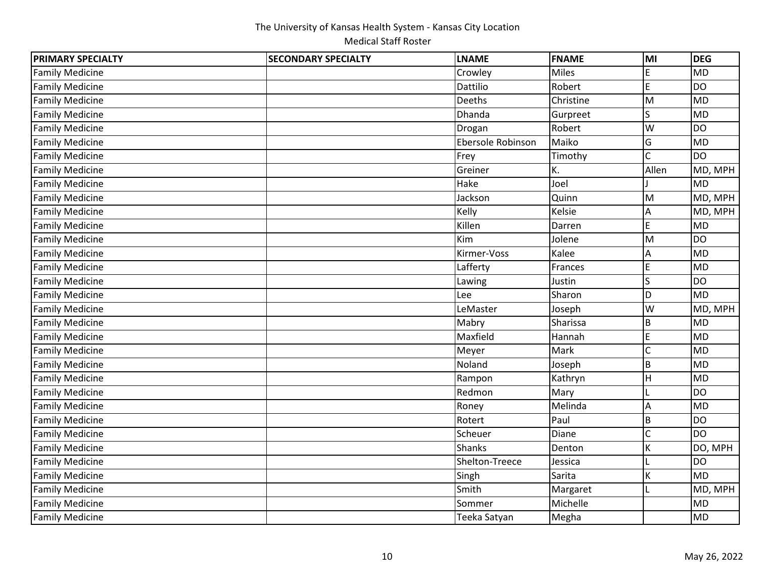The University of Kansas Health System - Kansas City Location
Medical Staff Roster

| PRIMARY SPECIALTY | SECONDARY SPECIALTY | LNAME | FNAME | MI | DEG |
|---|---|---|---|---|---|
| Family Medicine | | Crowley | Miles | E | MD |
| Family Medicine | | Dattilio | Robert | E | DO |
| Family Medicine | | Deeths | Christine | M | MD |
| Family Medicine | | Dhanda | Gurpreet | S | MD |
| Family Medicine | | Drogan | Robert | W | DO |
| Family Medicine | | Ebersole Robinson | Maiko | G | MD |
| Family Medicine | | Frey | Timothy | C | DO |
| Family Medicine | | Greiner | K. | Allen | MD, MPH |
| Family Medicine | | Hake | Joel | J | MD |
| Family Medicine | | Jackson | Quinn | M | MD, MPH |
| Family Medicine | | Kelly | Kelsie | A | MD, MPH |
| Family Medicine | | Killen | Darren | E | MD |
| Family Medicine | | Kim | Jolene | M | DO |
| Family Medicine | | Kirmer-Voss | Kalee | A | MD |
| Family Medicine | | Lafferty | Frances | E | MD |
| Family Medicine | | Lawing | Justin | S | DO |
| Family Medicine | | Lee | Sharon | D | MD |
| Family Medicine | | LeMaster | Joseph | W | MD, MPH |
| Family Medicine | | Mabry | Sharissa | B | MD |
| Family Medicine | | Maxfield | Hannah | E | MD |
| Family Medicine | | Meyer | Mark | C | MD |
| Family Medicine | | Noland | Joseph | B | MD |
| Family Medicine | | Rampon | Kathryn | H | MD |
| Family Medicine | | Redmon | Mary | L | DO |
| Family Medicine | | Roney | Melinda | A | MD |
| Family Medicine | | Rotert | Paul | B | DO |
| Family Medicine | | Scheuer | Diane | C | DO |
| Family Medicine | | Shanks | Denton | K | DO, MPH |
| Family Medicine | | Shelton-Treece | Jessica | L | DO |
| Family Medicine | | Singh | Sarita | K | MD |
| Family Medicine | | Smith | Margaret | L | MD, MPH |
| Family Medicine | | Sommer | Michelle | | MD |
| Family Medicine | | Teeka Satyan | Megha | | MD |

May 26, 2022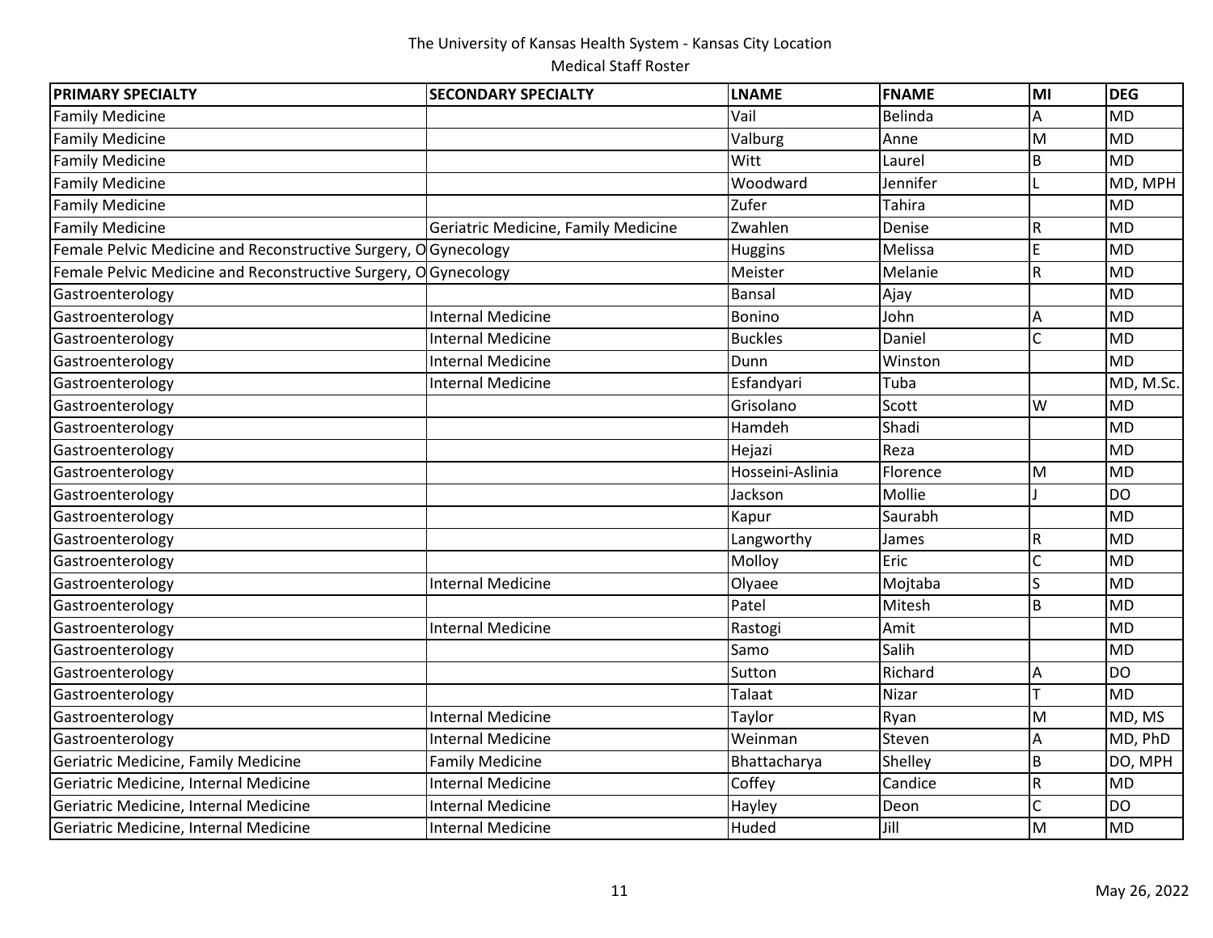The University of Kansas Health System - Kansas City Location

Medical Staff Roster

| PRIMARY SPECIALTY | SECONDARY SPECIALTY | LNAME | FNAME | MI | DEG |
|---|---|---|---|---|---|
| Family Medicine | | Vail | Belinda | A | MD |
| Family Medicine | | Valburg | Anne | M | MD |
| Family Medicine | | Witt | Laurel | B | MD |
| Family Medicine | | Woodward | Jennifer | L | MD, MPH |
| Family Medicine | | Zufer | Tahira | | MD |
| Family Medicine | Geriatric Medicine, Family Medicine | Zwahlen | Denise | R | MD |
| Female Pelvic Medicine and Reconstructive Surgery, O | Gynecology | Huggins | Melissa | E | MD |
| Female Pelvic Medicine and Reconstructive Surgery, O | Gynecology | Meister | Melanie | R | MD |
| Gastroenterology | | Bansal | Ajay | | MD |
| Gastroenterology | Internal Medicine | Bonino | John | A | MD |
| Gastroenterology | Internal Medicine | Buckles | Daniel | C | MD |
| Gastroenterology | Internal Medicine | Dunn | Winston | | MD |
| Gastroenterology | Internal Medicine | Esfandyari | Tuba | | MD, M.Sc. |
| Gastroenterology | | Grisolano | Scott | W | MD |
| Gastroenterology | | Hamdeh | Shadi | | MD |
| Gastroenterology | | Hejazi | Reza | | MD |
| Gastroenterology | | Hosseini-Aslinia | Florence | M | MD |
| Gastroenterology | | Jackson | Mollie | J | DO |
| Gastroenterology | | Kapur | Saurabh | | MD |
| Gastroenterology | | Langworthy | James | R | MD |
| Gastroenterology | | Molloy | Eric | C | MD |
| Gastroenterology | Internal Medicine | Olyaee | Mojtaba | S | MD |
| Gastroenterology | | Patel | Mitesh | B | MD |
| Gastroenterology | Internal Medicine | Rastogi | Amit | | MD |
| Gastroenterology | | Samo | Salih | | MD |
| Gastroenterology | | Sutton | Richard | A | DO |
| Gastroenterology | | Talaat | Nizar | T | MD |
| Gastroenterology | Internal Medicine | Taylor | Ryan | M | MD, MS |
| Gastroenterology | Internal Medicine | Weinman | Steven | A | MD, PhD |
| Geriatric Medicine, Family Medicine | Family Medicine | Bhattacharya | Shelley | B | DO, MPH |
| Geriatric Medicine, Internal Medicine | Internal Medicine | Coffey | Candice | R | MD |
| Geriatric Medicine, Internal Medicine | Internal Medicine | Hayley | Deon | C | DO |
| Geriatric Medicine, Internal Medicine | Internal Medicine | Huded | Jill | M | MD |

May 26, 2022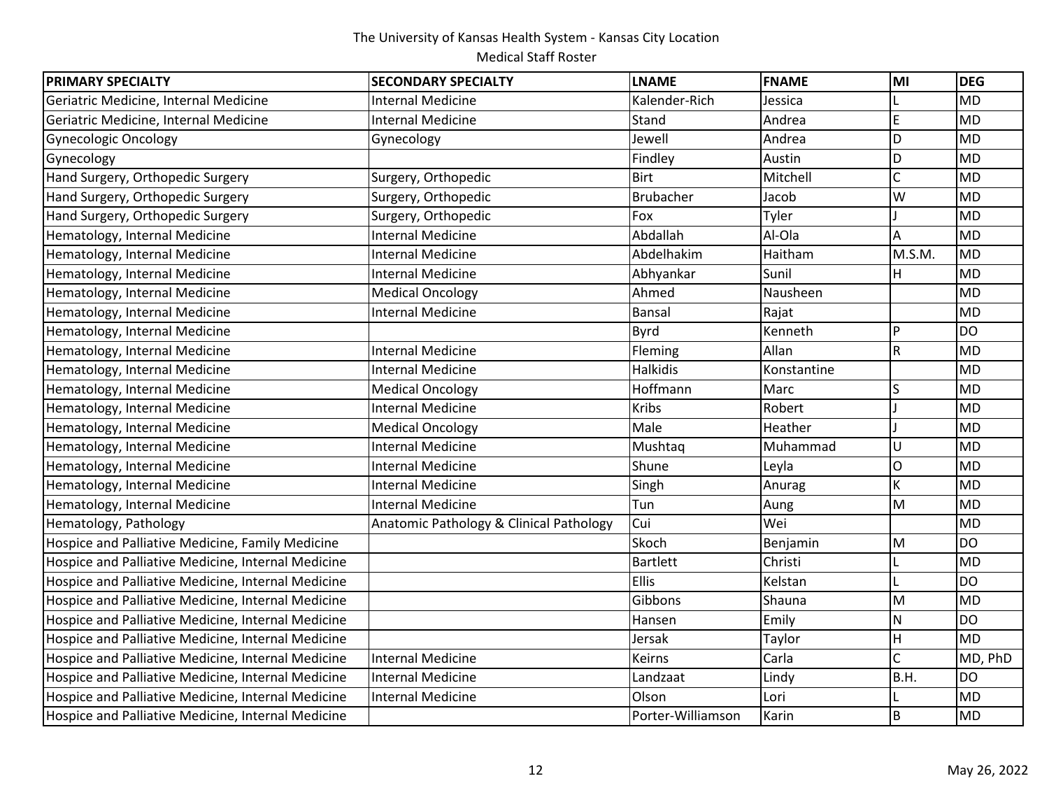The University of Kansas Health System - Kansas City Location

Medical Staff Roster

| PRIMARY SPECIALTY | SECONDARY SPECIALTY | LNAME | FNAME | MI | DEG |
|---|---|---|---|---|---|
| Geriatric Medicine, Internal Medicine | Internal Medicine | Kalender-Rich | Jessica | L | MD |
| Geriatric Medicine, Internal Medicine | Internal Medicine | Stand | Andrea | E | MD |
| Gynecologic Oncology | Gynecology | Jewell | Andrea | D | MD |
| Gynecology | | Findley | Austin | D | MD |
| Hand Surgery, Orthopedic Surgery | Surgery, Orthopedic | Birt | Mitchell | C | MD |
| Hand Surgery, Orthopedic Surgery | Surgery, Orthopedic | Brubacher | Jacob | W | MD |
| Hand Surgery, Orthopedic Surgery | Surgery, Orthopedic | Fox | Tyler | J | MD |
| Hematology, Internal Medicine | Internal Medicine | Abdallah | Al-Ola | A | MD |
| Hematology, Internal Medicine | Internal Medicine | Abdelhakim | Haitham | M.S.M. | MD |
| Hematology, Internal Medicine | Internal Medicine | Abhyankar | Sunil | H | MD |
| Hematology, Internal Medicine | Medical Oncology | Ahmed | Nausheen | | MD |
| Hematology, Internal Medicine | Internal Medicine | Bansal | Rajat | | MD |
| Hematology, Internal Medicine | | Byrd | Kenneth | P | DO |
| Hematology, Internal Medicine | Internal Medicine | Fleming | Allan | R | MD |
| Hematology, Internal Medicine | Internal Medicine | Halkidis | Konstantine | | MD |
| Hematology, Internal Medicine | Medical Oncology | Hoffmann | Marc | S | MD |
| Hematology, Internal Medicine | Internal Medicine | Kribs | Robert | J | MD |
| Hematology, Internal Medicine | Medical Oncology | Male | Heather | J | MD |
| Hematology, Internal Medicine | Internal Medicine | Mushtaq | Muhammad | U | MD |
| Hematology, Internal Medicine | Internal Medicine | Shune | Leyla | O | MD |
| Hematology, Internal Medicine | Internal Medicine | Singh | Anurag | K | MD |
| Hematology, Internal Medicine | Internal Medicine | Tun | Aung | M | MD |
| Hematology, Pathology | Anatomic Pathology & Clinical Pathology | Cui | Wei | | MD |
| Hospice and Palliative Medicine, Family Medicine | | Skoch | Benjamin | M | DO |
| Hospice and Palliative Medicine, Internal Medicine | | Bartlett | Christi | L | MD |
| Hospice and Palliative Medicine, Internal Medicine | | Ellis | Kelstan | L | DO |
| Hospice and Palliative Medicine, Internal Medicine | | Gibbons | Shauna | M | MD |
| Hospice and Palliative Medicine, Internal Medicine | | Hansen | Emily | N | DO |
| Hospice and Palliative Medicine, Internal Medicine | | Jersak | Taylor | H | MD |
| Hospice and Palliative Medicine, Internal Medicine | Internal Medicine | Keirns | Carla | C | MD, PhD |
| Hospice and Palliative Medicine, Internal Medicine | Internal Medicine | Landzaat | Lindy | B.H. | DO |
| Hospice and Palliative Medicine, Internal Medicine | Internal Medicine | Olson | Lori | L | MD |
| Hospice and Palliative Medicine, Internal Medicine | | Porter-Williamson | Karin | B | MD |

May 26, 2022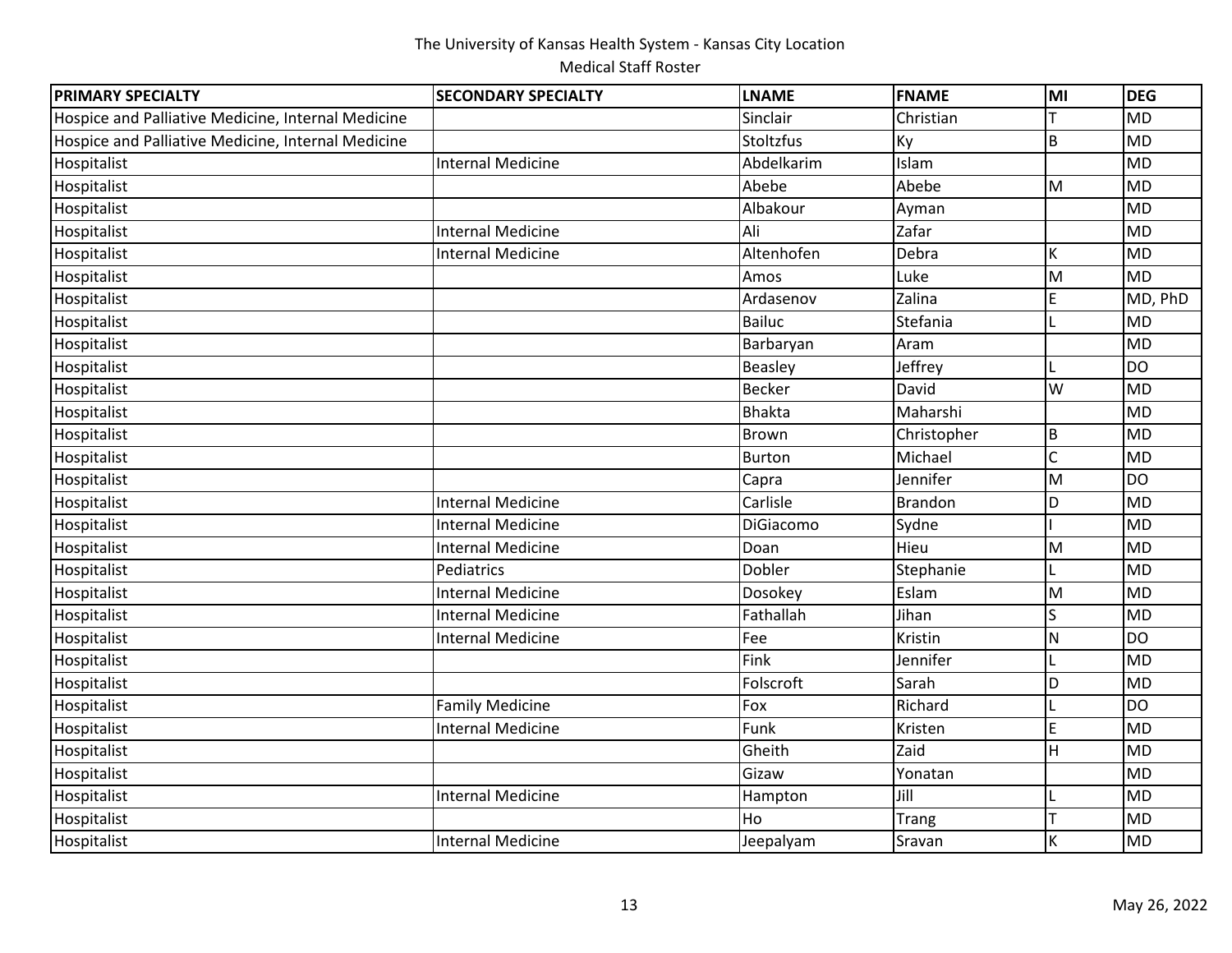# The University of Kansas Health System - Kansas City Location

Medical Staff Roster

| PRIMARY SPECIALTY | SECONDARY SPECIALTY | LNAME | FNAME | MI | DEG |
|---|---|---|---|---|---|
| Hospice and Palliative Medicine, Internal Medicine | | Sinclair | Christian | T | MD |
| Hospice and Palliative Medicine, Internal Medicine | | Stoltzfus | Ky | B | MD |
| Hospitalist | Internal Medicine | Abdelkarim | Islam | | MD |
| Hospitalist | | Abebe | Abebe | M | MD |
| Hospitalist | | Albakour | Ayman | | MD |
| Hospitalist | Internal Medicine | Ali | Zafar | | MD |
| Hospitalist | Internal Medicine | Altenhofen | Debra | K | MD |
| Hospitalist | | Amos | Luke | M | MD |
| Hospitalist | | Ardasenov | Zalina | E | MD, PhD |
| Hospitalist | | Bailuc | Stefania | L | MD |
| Hospitalist | | Barbaryan | Aram | | MD |
| Hospitalist | | Beasley | Jeffrey | L | DO |
| Hospitalist | | Becker | David | W | MD |
| Hospitalist | | Bhakta | Maharshi | | MD |
| Hospitalist | | Brown | Christopher | B | MD |
| Hospitalist | | Burton | Michael | C | MD |
| Hospitalist | | Capra | Jennifer | M | DO |
| Hospitalist | Internal Medicine | Carlisle | Brandon | D | MD |
| Hospitalist | Internal Medicine | DiGiacomo | Sydne | I | MD |
| Hospitalist | Internal Medicine | Doan | Hieu | M | MD |
| Hospitalist | Pediatrics | Dobler | Stephanie | L | MD |
| Hospitalist | Internal Medicine | Dosokey | Eslam | M | MD |
| Hospitalist | Internal Medicine | Fathallah | Jihan | S | MD |
| Hospitalist | Internal Medicine | Fee | Kristin | N | DO |
| Hospitalist | | Fink | Jennifer | L | MD |
| Hospitalist | | Folscroft | Sarah | D | MD |
| Hospitalist | Family Medicine | Fox | Richard | L | DO |
| Hospitalist | Internal Medicine | Funk | Kristen | E | MD |
| Hospitalist | | Gheith | Zaid | H | MD |
| Hospitalist | | Gizaw | Yonatan | | MD |
| Hospitalist | Internal Medicine | Hampton | Jill | L | MD |
| Hospitalist | | Ho | Trang | T | MD |
| Hospitalist | Internal Medicine | Jeepalyam | Sravan | K | MD |

May 26, 2022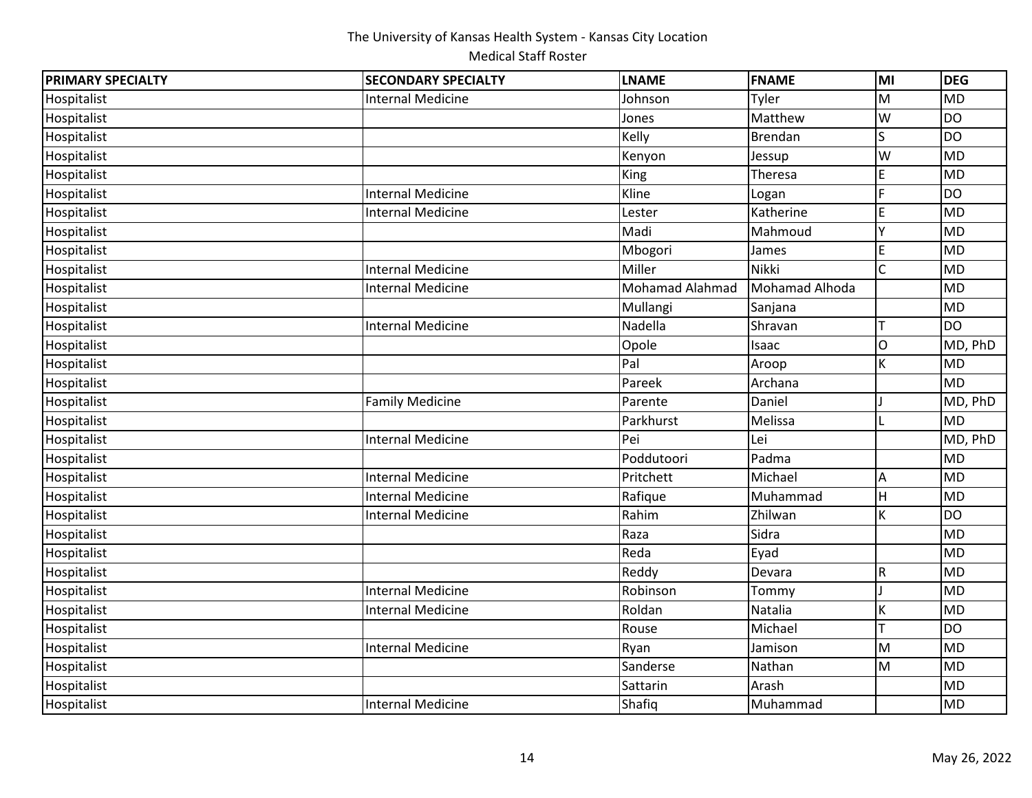The University of Kansas Health System - Kansas City Location

Medical Staff Roster

| PRIMARY SPECIALTY | SECONDARY SPECIALTY | LNAME | FNAME | MI | DEG |
|---|---|---|---|---|---|
| Hospitalist | Internal Medicine | Johnson | Tyler | M | MD |
| Hospitalist | | Jones | Matthew | W | DO |
| Hospitalist | | Kelly | Brendan | S | DO |
| Hospitalist | | Kenyon | Jessup | W | MD |
| Hospitalist | | King | Theresa | E | MD |
| Hospitalist | Internal Medicine | Kline | Logan | F | DO |
| Hospitalist | Internal Medicine | Lester | Katherine | E | MD |
| Hospitalist | | Madi | Mahmoud | Y | MD |
| Hospitalist | | Mbogori | James | E | MD |
| Hospitalist | Internal Medicine | Miller | Nikki | C | MD |
| Hospitalist | Internal Medicine | Mohamad Alahmad | Mohamad Alhoda | | MD |
| Hospitalist | | Mullangi | Sanjana | | MD |
| Hospitalist | Internal Medicine | Nadella | Shravan | T | DO |
| Hospitalist | | Opole | Isaac | O | MD, PhD |
| Hospitalist | | Pal | Aroop | K | MD |
| Hospitalist | | Pareek | Archana | | MD |
| Hospitalist | Family Medicine | Parente | Daniel | J | MD, PhD |
| Hospitalist | | Parkhurst | Melissa | L | MD |
| Hospitalist | Internal Medicine | Pei | Lei | | MD, PhD |
| Hospitalist | | Poddutoori | Padma | | MD |
| Hospitalist | Internal Medicine | Pritchett | Michael | A | MD |
| Hospitalist | Internal Medicine | Rafique | Muhammad | H | MD |
| Hospitalist | Internal Medicine | Rahim | Zhilwan | K | DO |
| Hospitalist | | Raza | Sidra | | MD |
| Hospitalist | | Reda | Eyad | | MD |
| Hospitalist | | Reddy | Devara | R | MD |
| Hospitalist | Internal Medicine | Robinson | Tommy | J | MD |
| Hospitalist | Internal Medicine | Roldan | Natalia | K | MD |
| Hospitalist | | Rouse | Michael | T | DO |
| Hospitalist | Internal Medicine | Ryan | Jamison | M | MD |
| Hospitalist | | Sanderse | Nathan | M | MD |
| Hospitalist | | Sattarin | Arash | | MD |
| Hospitalist | Internal Medicine | Shafiq | Muhammad | | MD |

May 26, 2022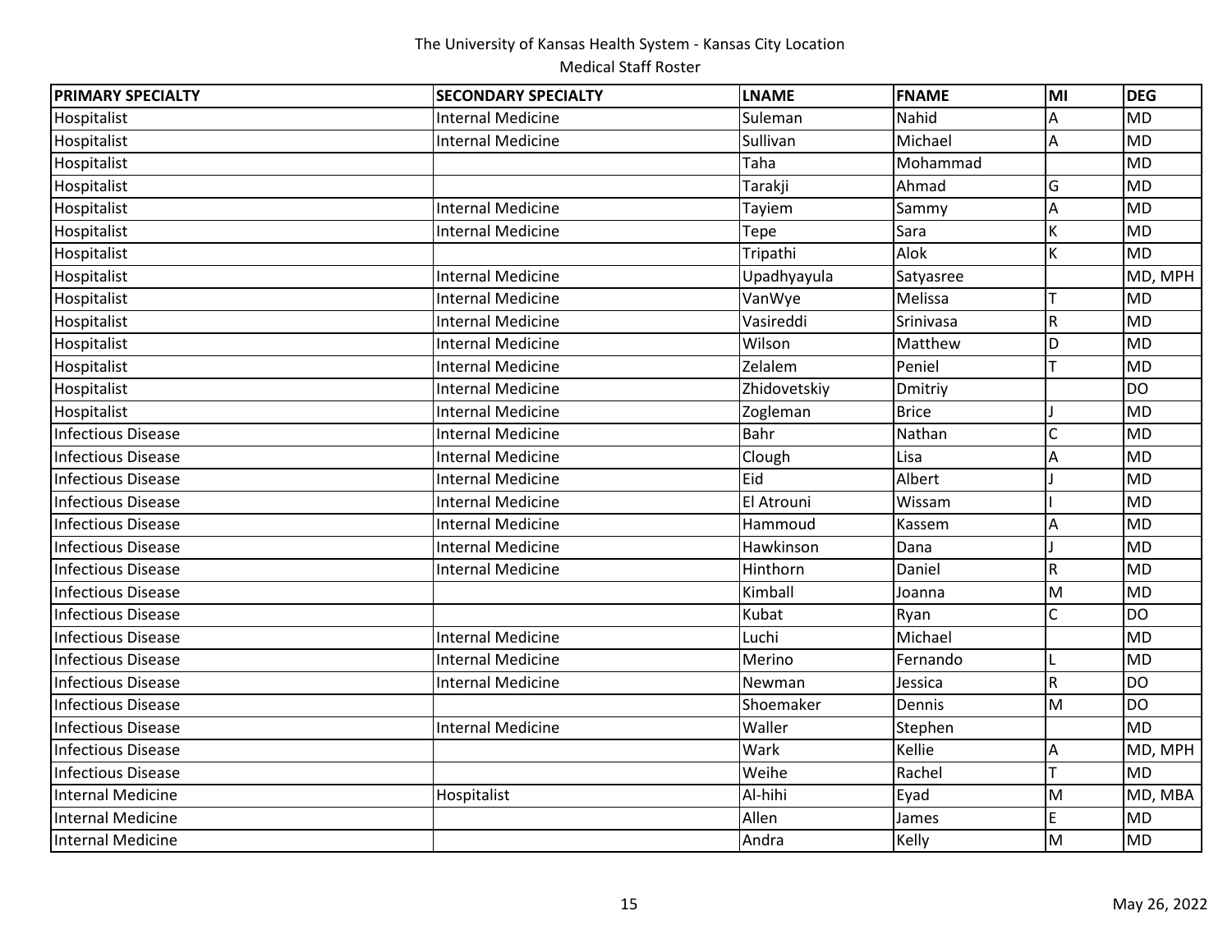The University of Kansas Health System - Kansas City Location

Medical Staff Roster

| PRIMARY SPECIALTY | SECONDARY SPECIALTY | LNAME | FNAME | MI | DEG |
|---|---|---|---|---|---|
| Hospitalist | Internal Medicine | Suleman | Nahid | A | MD |
| Hospitalist | Internal Medicine | Sullivan | Michael | A | MD |
| Hospitalist | | Taha | Mohammad | | MD |
| Hospitalist | | Tarakji | Ahmad | G | MD |
| Hospitalist | Internal Medicine | Tayiem | Sammy | A | MD |
| Hospitalist | Internal Medicine | Tepe | Sara | K | MD |
| Hospitalist | | Tripathi | Alok | K | MD |
| Hospitalist | Internal Medicine | Upadhyayula | Satyasree | | MD, MPH |
| Hospitalist | Internal Medicine | VanWye | Melissa | T | MD |
| Hospitalist | Internal Medicine | Vasireddi | Srinivasa | R | MD |
| Hospitalist | Internal Medicine | Wilson | Matthew | D | MD |
| Hospitalist | Internal Medicine | Zelalem | Peniel | T | MD |
| Hospitalist | Internal Medicine | Zhidovetskiy | Dmitriy | | DO |
| Hospitalist | Internal Medicine | Zogleman | Brice | J | MD |
| Infectious Disease | Internal Medicine | Bahr | Nathan | C | MD |
| Infectious Disease | Internal Medicine | Clough | Lisa | A | MD |
| Infectious Disease | Internal Medicine | Eid | Albert | J | MD |
| Infectious Disease | Internal Medicine | El Atrouni | Wissam | I | MD |
| Infectious Disease | Internal Medicine | Hammoud | Kassem | A | MD |
| Infectious Disease | Internal Medicine | Hawkinson | Dana | J | MD |
| Infectious Disease | Internal Medicine | Hinthorn | Daniel | R | MD |
| Infectious Disease | | Kimball | Joanna | M | MD |
| Infectious Disease | | Kubat | Ryan | C | DO |
| Infectious Disease | Internal Medicine | Luchi | Michael | | MD |
| Infectious Disease | Internal Medicine | Merino | Fernando | L | MD |
| Infectious Disease | Internal Medicine | Newman | Jessica | R | DO |
| Infectious Disease | | Shoemaker | Dennis | M | DO |
| Infectious Disease | Internal Medicine | Waller | Stephen | | MD |
| Infectious Disease | | Wark | Kellie | A | MD, MPH |
| Infectious Disease | | Weihe | Rachel | T | MD |
| Internal Medicine | Hospitalist | Al-hihi | Eyad | M | MD, MBA |
| Internal Medicine | | Allen | James | E | MD |
| Internal Medicine | | Andra | Kelly | M | MD |

May 26, 2022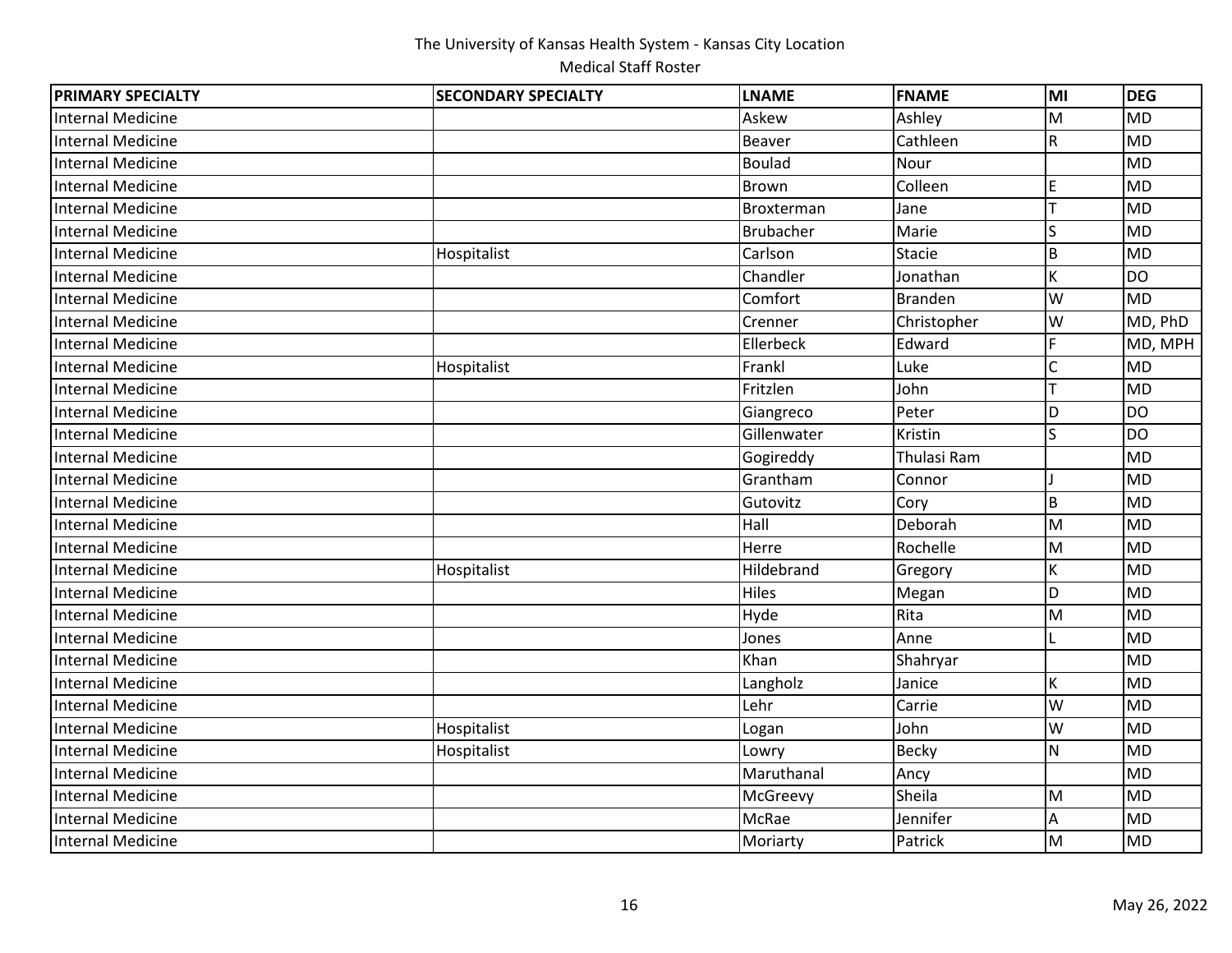The University of Kansas Health System - Kansas City Location

Medical Staff Roster

| PRIMARY SPECIALTY | SECONDARY SPECIALTY | LNAME | FNAME | MI | DEG |
|---|---|---|---|---|---|
| Internal Medicine | | Askew | Ashley | M | MD |
| Internal Medicine | | Beaver | Cathleen | R | MD |
| Internal Medicine | | Boulad | Nour | | MD |
| Internal Medicine | | Brown | Colleen | E | MD |
| Internal Medicine | | Broxterman | Jane | T | MD |
| Internal Medicine | | Brubacher | Marie | S | MD |
| Internal Medicine | Hospitalist | Carlson | Stacie | B | MD |
| Internal Medicine | | Chandler | Jonathan | K | DO |
| Internal Medicine | | Comfort | Branden | W | MD |
| Internal Medicine | | Crenner | Christopher | W | MD, PhD |
| Internal Medicine | | Ellerbeck | Edward | F | MD, MPH |
| Internal Medicine | Hospitalist | Frankl | Luke | C | MD |
| Internal Medicine | | Fritzlen | John | T | MD |
| Internal Medicine | | Giangreco | Peter | D | DO |
| Internal Medicine | | Gillenwater | Kristin | S | DO |
| Internal Medicine | | Gogireddy | Thulasi Ram | | MD |
| Internal Medicine | | Grantham | Connor | J | MD |
| Internal Medicine | | Gutovitz | Cory | B | MD |
| Internal Medicine | | Hall | Deborah | M | MD |
| Internal Medicine | | Herre | Rochelle | M | MD |
| Internal Medicine | Hospitalist | Hildebrand | Gregory | K | MD |
| Internal Medicine | | Hiles | Megan | D | MD |
| Internal Medicine | | Hyde | Rita | M | MD |
| Internal Medicine | | Jones | Anne | L | MD |
| Internal Medicine | | Khan | Shahryar | | MD |
| Internal Medicine | | Langholz | Janice | K | MD |
| Internal Medicine | | Lehr | Carrie | W | MD |
| Internal Medicine | Hospitalist | Logan | John | W | MD |
| Internal Medicine | Hospitalist | Lowry | Becky | N | MD |
| Internal Medicine | | Maruthanal | Ancy | | MD |
| Internal Medicine | | McGreevy | Sheila | M | MD |
| Internal Medicine | | McRae | Jennifer | A | MD |
| Internal Medicine | | Moriarty | Patrick | M | MD |

May 26, 2022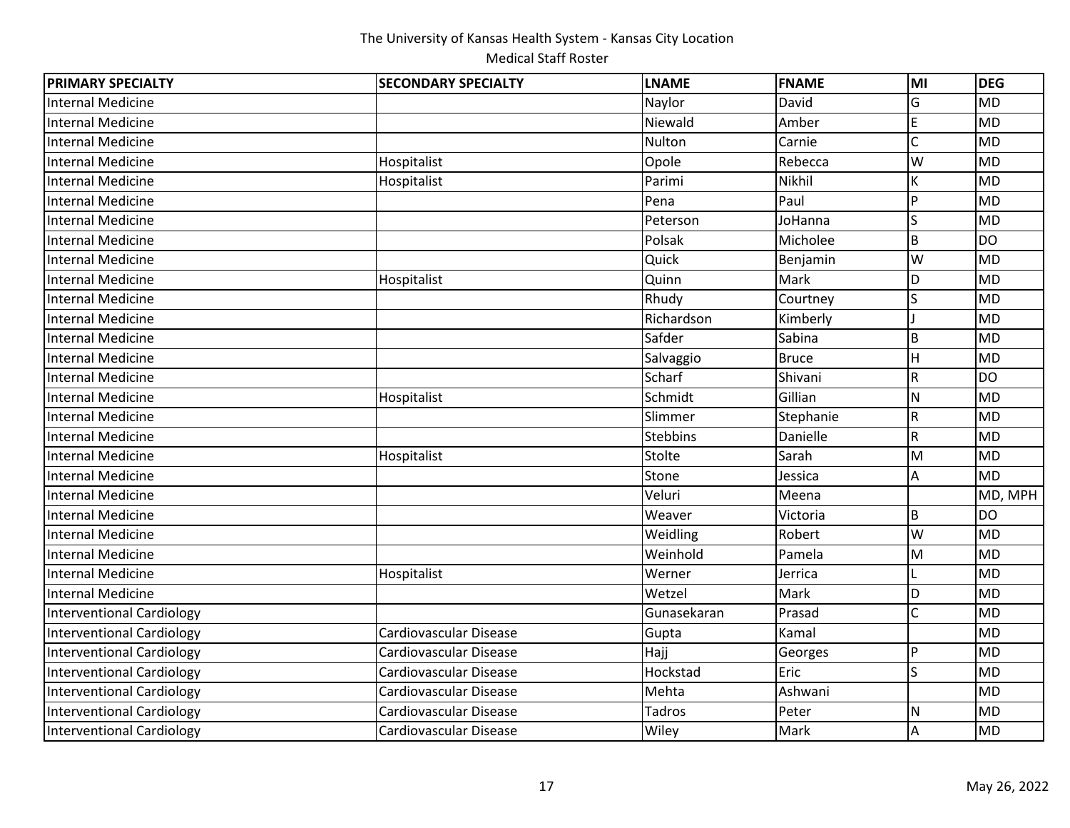The University of Kansas Health System - Kansas City Location

Medical Staff Roster

| PRIMARY SPECIALTY | SECONDARY SPECIALTY | LNAME | FNAME | MI | DEG |
|---|---|---|---|---|---|
| Internal Medicine | | Naylor | David | G | MD |
| Internal Medicine | | Niewald | Amber | E | MD |
| Internal Medicine | | Nulton | Carnie | C | MD |
| Internal Medicine | Hospitalist | Opole | Rebecca | W | MD |
| Internal Medicine | Hospitalist | Parimi | Nikhil | K | MD |
| Internal Medicine | | Pena | Paul | P | MD |
| Internal Medicine | | Peterson | JoHanna | S | MD |
| Internal Medicine | | Polsak | Micholee | B | DO |
| Internal Medicine | | Quick | Benjamin | W | MD |
| Internal Medicine | Hospitalist | Quinn | Mark | D | MD |
| Internal Medicine | | Rhudy | Courtney | S | MD |
| Internal Medicine | | Richardson | Kimberly | J | MD |
| Internal Medicine | | Safder | Sabina | B | MD |
| Internal Medicine | | Salvaggio | Bruce | H | MD |
| Internal Medicine | | Scharf | Shivani | R | DO |
| Internal Medicine | Hospitalist | Schmidt | Gillian | N | MD |
| Internal Medicine | | Slimmer | Stephanie | R | MD |
| Internal Medicine | | Stebbins | Danielle | R | MD |
| Internal Medicine | Hospitalist | Stolte | Sarah | M | MD |
| Internal Medicine | | Stone | Jessica | A | MD |
| Internal Medicine | | Veluri | Meena | | MD, MPH |
| Internal Medicine | | Weaver | Victoria | B | DO |
| Internal Medicine | | Weidling | Robert | W | MD |
| Internal Medicine | | Weinhold | Pamela | M | MD |
| Internal Medicine | Hospitalist | Werner | Jerrica | L | MD |
| Internal Medicine | | Wetzel | Mark | D | MD |
| Interventional Cardiology | | Gunasekaran | Prasad | C | MD |
| Interventional Cardiology | Cardiovascular Disease | Gupta | Kamal | | MD |
| Interventional Cardiology | Cardiovascular Disease | Hajj | Georges | P | MD |
| Interventional Cardiology | Cardiovascular Disease | Hockstad | Eric | S | MD |
| Interventional Cardiology | Cardiovascular Disease | Mehta | Ashwani | | MD |
| Interventional Cardiology | Cardiovascular Disease | Tadros | Peter | N | MD |
| Interventional Cardiology | Cardiovascular Disease | Wiley | Mark | A | MD |

May 26, 2022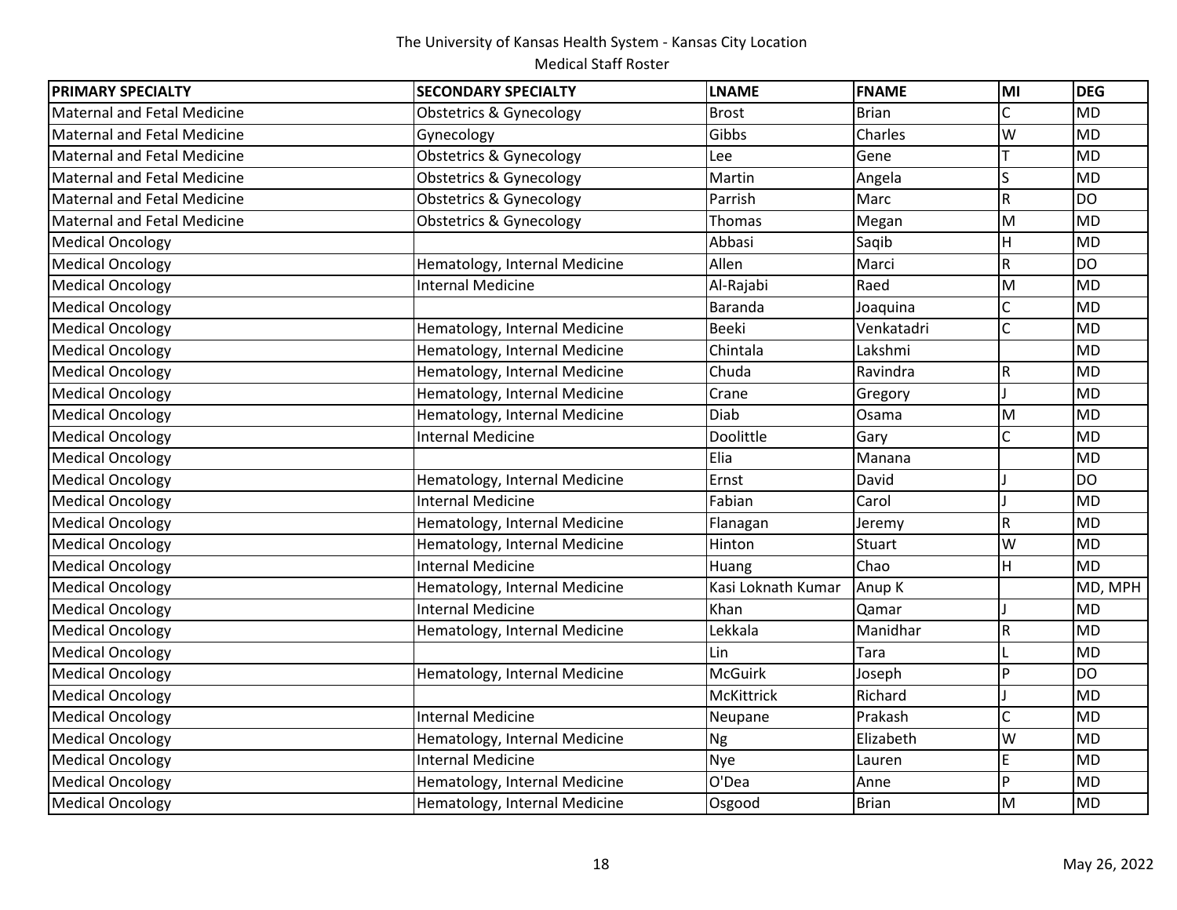The University of Kansas Health System - Kansas City Location

Medical Staff Roster

| PRIMARY SPECIALTY | SECONDARY SPECIALTY | LNAME | FNAME | MI | DEG |
|---|---|---|---|---|---|
| Maternal and Fetal Medicine | Obstetrics & Gynecology | Brost | Brian | C | MD |
| Maternal and Fetal Medicine | Gynecology | Gibbs | Charles | W | MD |
| Maternal and Fetal Medicine | Obstetrics & Gynecology | Lee | Gene | T | MD |
| Maternal and Fetal Medicine | Obstetrics & Gynecology | Martin | Angela | S | MD |
| Maternal and Fetal Medicine | Obstetrics & Gynecology | Parrish | Marc | R | DO |
| Maternal and Fetal Medicine | Obstetrics & Gynecology | Thomas | Megan | M | MD |
| Medical Oncology | | Abbasi | Saqib | H | MD |
| Medical Oncology | Hematology, Internal Medicine | Allen | Marci | R | DO |
| Medical Oncology | Internal Medicine | Al-Rajabi | Raed | M | MD |
| Medical Oncology | | Baranda | Joaquina | C | MD |
| Medical Oncology | Hematology, Internal Medicine | Beeki | Venkatadri | C | MD |
| Medical Oncology | Hematology, Internal Medicine | Chintala | Lakshmi | | MD |
| Medical Oncology | Hematology, Internal Medicine | Chuda | Ravindra | R | MD |
| Medical Oncology | Hematology, Internal Medicine | Crane | Gregory | J | MD |
| Medical Oncology | Hematology, Internal Medicine | Diab | Osama | M | MD |
| Medical Oncology | Internal Medicine | Doolittle | Gary | C | MD |
| Medical Oncology | | Elia | Manana | | MD |
| Medical Oncology | Hematology, Internal Medicine | Ernst | David | J | DO |
| Medical Oncology | Internal Medicine | Fabian | Carol | J | MD |
| Medical Oncology | Hematology, Internal Medicine | Flanagan | Jeremy | R | MD |
| Medical Oncology | Hematology, Internal Medicine | Hinton | Stuart | W | MD |
| Medical Oncology | Internal Medicine | Huang | Chao | H | MD |
| Medical Oncology | Hematology, Internal Medicine | Kasi Loknath Kumar | Anup K | | MD, MPH |
| Medical Oncology | Internal Medicine | Khan | Qamar | J | MD |
| Medical Oncology | Hematology, Internal Medicine | Lekkala | Manidhar | R | MD |
| Medical Oncology | | Lin | Tara | L | MD |
| Medical Oncology | Hematology, Internal Medicine | McGuirk | Joseph | P | DO |
| Medical Oncology | | McKittrick | Richard | J | MD |
| Medical Oncology | Internal Medicine | Neupane | Prakash | C | MD |
| Medical Oncology | Hematology, Internal Medicine | Ng | Elizabeth | W | MD |
| Medical Oncology | Internal Medicine | Nye | Lauren | E | MD |
| Medical Oncology | Hematology, Internal Medicine | O'Dea | Anne | P | MD |
| Medical Oncology | Hematology, Internal Medicine | Osgood | Brian | M | MD |

May 26, 2022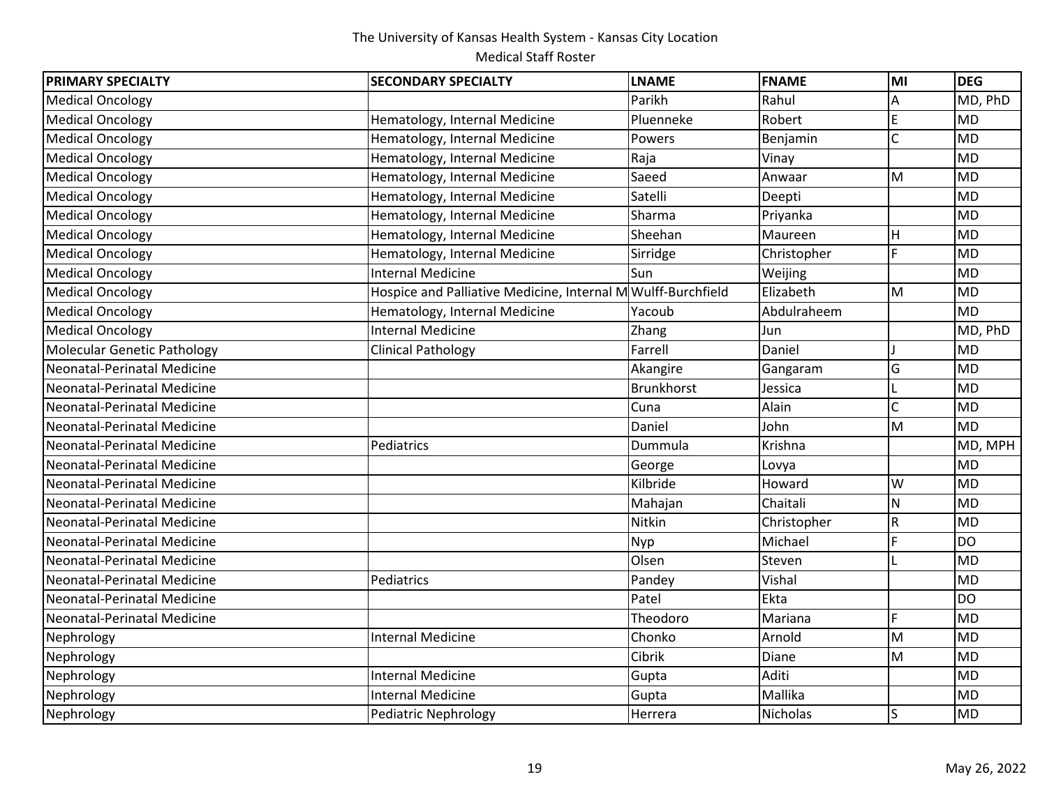| PRIMARY SPECIALTY | SECONDARY SPECIALTY | LNAME | FNAME | MI | DEG |
|---|---|---|---|---|---|
| Medical Oncology | | Parikh | Rahul | A | MD, PhD |
| Medical Oncology | Hematology, Internal Medicine | Pluenneke | Robert | E | MD |
| Medical Oncology | Hematology, Internal Medicine | Powers | Benjamin | C | MD |
| Medical Oncology | Hematology, Internal Medicine | Raja | Vinay | | MD |
| Medical Oncology | Hematology, Internal Medicine | Saeed | Anwaar | M | MD |
| Medical Oncology | Hematology, Internal Medicine | Satelli | Deepti | | MD |
| Medical Oncology | Hematology, Internal Medicine | Sharma | Priyanka | | MD |
| Medical Oncology | Hematology, Internal Medicine | Sheehan | Maureen | H | MD |
| Medical Oncology | Hematology, Internal Medicine | Sirridge | Christopher | F | MD |
| Medical Oncology | Internal Medicine | Sun | Weijing | | MD |
| Medical Oncology | Hospice and Palliative Medicine, Internal M | Wulff-Burchfield | Elizabeth | M | MD |
| Medical Oncology | Hematology, Internal Medicine | Yacoub | Abdulraheem | | MD |
| Medical Oncology | Internal Medicine | Zhang | Jun | | MD, PhD |
| Molecular Genetic Pathology | Clinical Pathology | Farrell | Daniel | J | MD |
| Neonatal-Perinatal Medicine | | Akangire | Gangaram | G | MD |
| Neonatal-Perinatal Medicine | | Brunkhorst | Jessica | L | MD |
| Neonatal-Perinatal Medicine | | Cuna | Alain | C | MD |
| Neonatal-Perinatal Medicine | | Daniel | John | M | MD |
| Neonatal-Perinatal Medicine | Pediatrics | Dummula | Krishna | | MD, MPH |
| Neonatal-Perinatal Medicine | | George | Lovya | | MD |
| Neonatal-Perinatal Medicine | | Kilbride | Howard | W | MD |
| Neonatal-Perinatal Medicine | | Mahajan | Chaitali | N | MD |
| Neonatal-Perinatal Medicine | | Nitkin | Christopher | R | MD |
| Neonatal-Perinatal Medicine | | Nyp | Michael | F | DO |
| Neonatal-Perinatal Medicine | | Olsen | Steven | L | MD |
| Neonatal-Perinatal Medicine | Pediatrics | Pandey | Vishal | | MD |
| Neonatal-Perinatal Medicine | | Patel | Ekta | | DO |
| Neonatal-Perinatal Medicine | | Theodoro | Mariana | F | MD |
| Nephrology | Internal Medicine | Chonko | Arnold | M | MD |
| Nephrology | | Cibrik | Diane | M | MD |
| Nephrology | Internal Medicine | Gupta | Aditi | | MD |
| Nephrology | Internal Medicine | Gupta | Mallika | | MD |
| Nephrology | Pediatric Nephrology | Herrera | Nicholas | S | MD |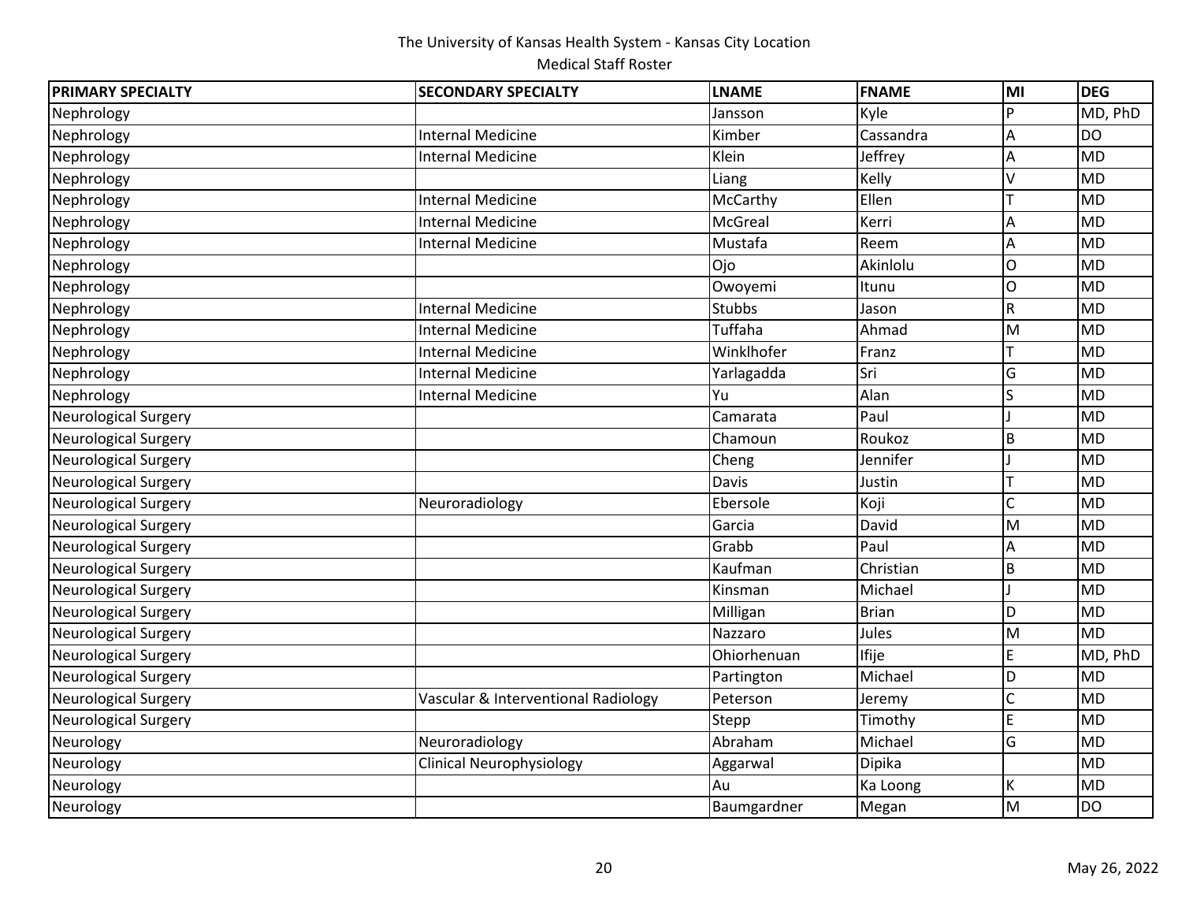The University of Kansas Health System - Kansas City Location
Medical Staff Roster

| PRIMARY SPECIALTY | SECONDARY SPECIALTY | LNAME | FNAME | MI | DEG |
|---|---|---|---|---|---|
| Nephrology | | Jansson | Kyle | P | MD, PhD |
| Nephrology | Internal Medicine | Kimber | Cassandra | A | DO |
| Nephrology | Internal Medicine | Klein | Jeffrey | A | MD |
| Nephrology | | Liang | Kelly | V | MD |
| Nephrology | Internal Medicine | McCarthy | Ellen | T | MD |
| Nephrology | Internal Medicine | McGreal | Kerri | A | MD |
| Nephrology | Internal Medicine | Mustafa | Reem | A | MD |
| Nephrology | | Ojo | Akinlolu | O | MD |
| Nephrology | | Owoyemi | Itunu | O | MD |
| Nephrology | Internal Medicine | Stubbs | Jason | R | MD |
| Nephrology | Internal Medicine | Tuffaha | Ahmad | M | MD |
| Nephrology | Internal Medicine | Winklhofer | Franz | T | MD |
| Nephrology | Internal Medicine | Yarlagadda | Sri | G | MD |
| Nephrology | Internal Medicine | Yu | Alan | S | MD |
| Neurological Surgery | | Camarata | Paul | J | MD |
| Neurological Surgery | | Chamoun | Roukoz | B | MD |
| Neurological Surgery | | Cheng | Jennifer | J | MD |
| Neurological Surgery | | Davis | Justin | T | MD |
| Neurological Surgery | Neuroradiology | Ebersole | Koji | C | MD |
| Neurological Surgery | | Garcia | David | M | MD |
| Neurological Surgery | | Grabb | Paul | A | MD |
| Neurological Surgery | | Kaufman | Christian | B | MD |
| Neurological Surgery | | Kinsman | Michael | J | MD |
| Neurological Surgery | | Milligan | Brian | D | MD |
| Neurological Surgery | | Nazzaro | Jules | M | MD |
| Neurological Surgery | | Ohiorhenuan | Ifije | E | MD, PhD |
| Neurological Surgery | | Partington | Michael | D | MD |
| Neurological Surgery | Vascular & Interventional Radiology | Peterson | Jeremy | C | MD |
| Neurological Surgery | | Stepp | Timothy | E | MD |
| Neurology | Neuroradiology | Abraham | Michael | G | MD |
| Neurology | Clinical Neurophysiology | Aggarwal | Dipika | | MD |
| Neurology | | Au | Ka Loong | K | MD |
| Neurology | | Baumgardner | Megan | M | DO |

May 26, 2022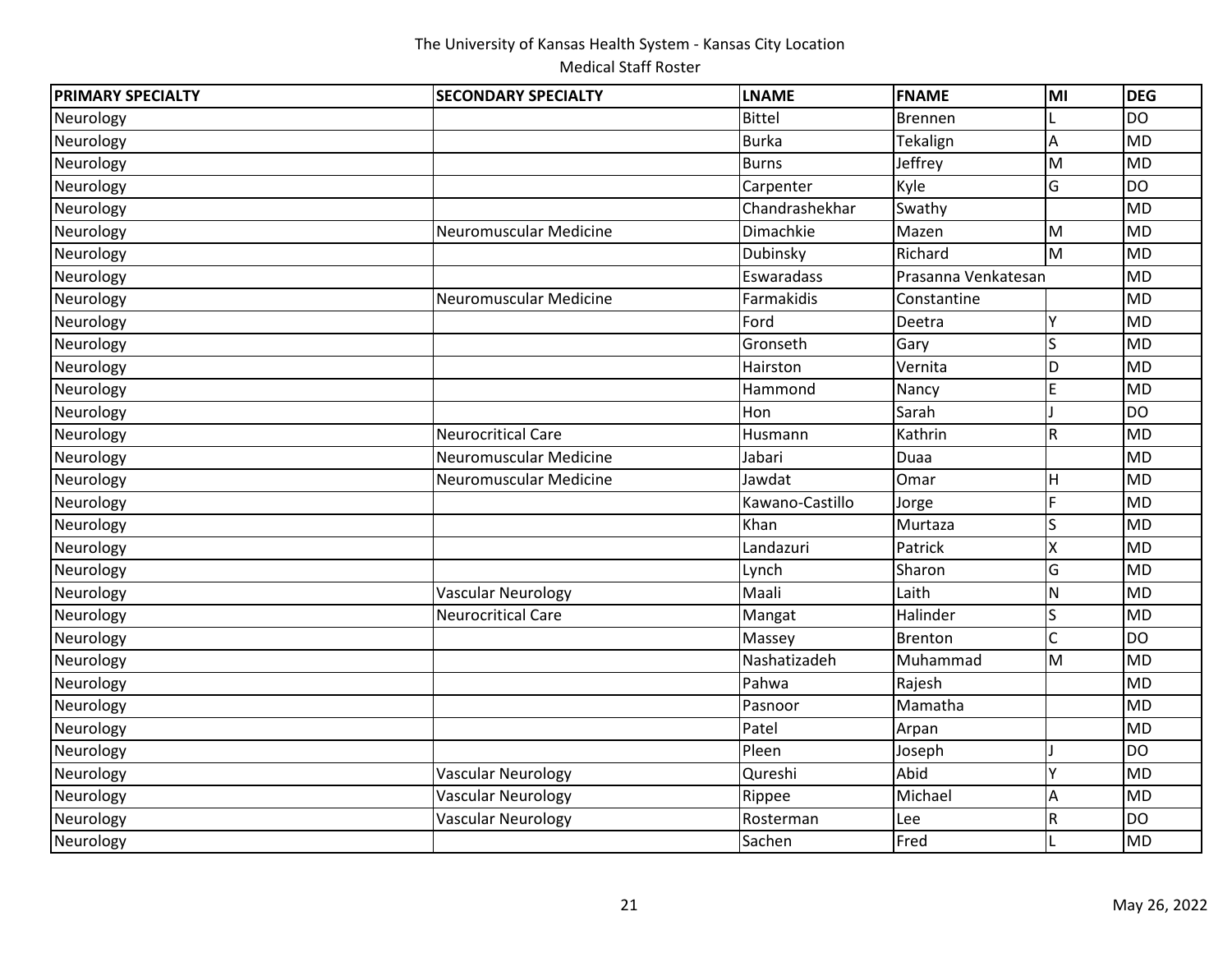The University of Kansas Health System - Kansas City Location
Medical Staff Roster

| PRIMARY SPECIALTY | SECONDARY SPECIALTY | LNAME | FNAME | MI | DEG |
|---|---|---|---|---|---|
| Neurology | | Bittel | Brennen | L | DO |
| Neurology | | Burka | Tekalign | A | MD |
| Neurology | | Burns | Jeffrey | M | MD |
| Neurology | | Carpenter | Kyle | G | DO |
| Neurology | | Chandrashekhar | Swathy | | MD |
| Neurology | Neuromuscular Medicine | Dimachkie | Mazen | M | MD |
| Neurology | | Dubinsky | Richard | M | MD |
| Neurology | | Eswaradass | Prasanna Venkatesan | | MD |
| Neurology | Neuromuscular Medicine | Farmakidis | Constantine | | MD |
| Neurology | | Ford | Deetra | Y | MD |
| Neurology | | Gronseth | Gary | S | MD |
| Neurology | | Hairston | Vernita | D | MD |
| Neurology | | Hammond | Nancy | E | MD |
| Neurology | | Hon | Sarah | J | DO |
| Neurology | Neurocritical Care | Husmann | Kathrin | R | MD |
| Neurology | Neuromuscular Medicine | Jabari | Duaa | | MD |
| Neurology | Neuromuscular Medicine | Jawdat | Omar | H | MD |
| Neurology | | Kawano-Castillo | Jorge | F | MD |
| Neurology | | Khan | Murtaza | S | MD |
| Neurology | | Landazuri | Patrick | X | MD |
| Neurology | | Lynch | Sharon | G | MD |
| Neurology | Vascular Neurology | Maali | Laith | N | MD |
| Neurology | Neurocritical Care | Mangat | Halinder | S | MD |
| Neurology | | Massey | Brenton | C | DO |
| Neurology | | Nashatizadeh | Muhammad | M | MD |
| Neurology | | Pahwa | Rajesh | | MD |
| Neurology | | Pasnoor | Mamatha | | MD |
| Neurology | | Patel | Arpan | | MD |
| Neurology | | Pleen | Joseph | J | DO |
| Neurology | Vascular Neurology | Qureshi | Abid | Y | MD |
| Neurology | Vascular Neurology | Rippee | Michael | A | MD |
| Neurology | Vascular Neurology | Rosterman | Lee | R | DO |
| Neurology | | Sachen | Fred | L | MD |

May 26, 2022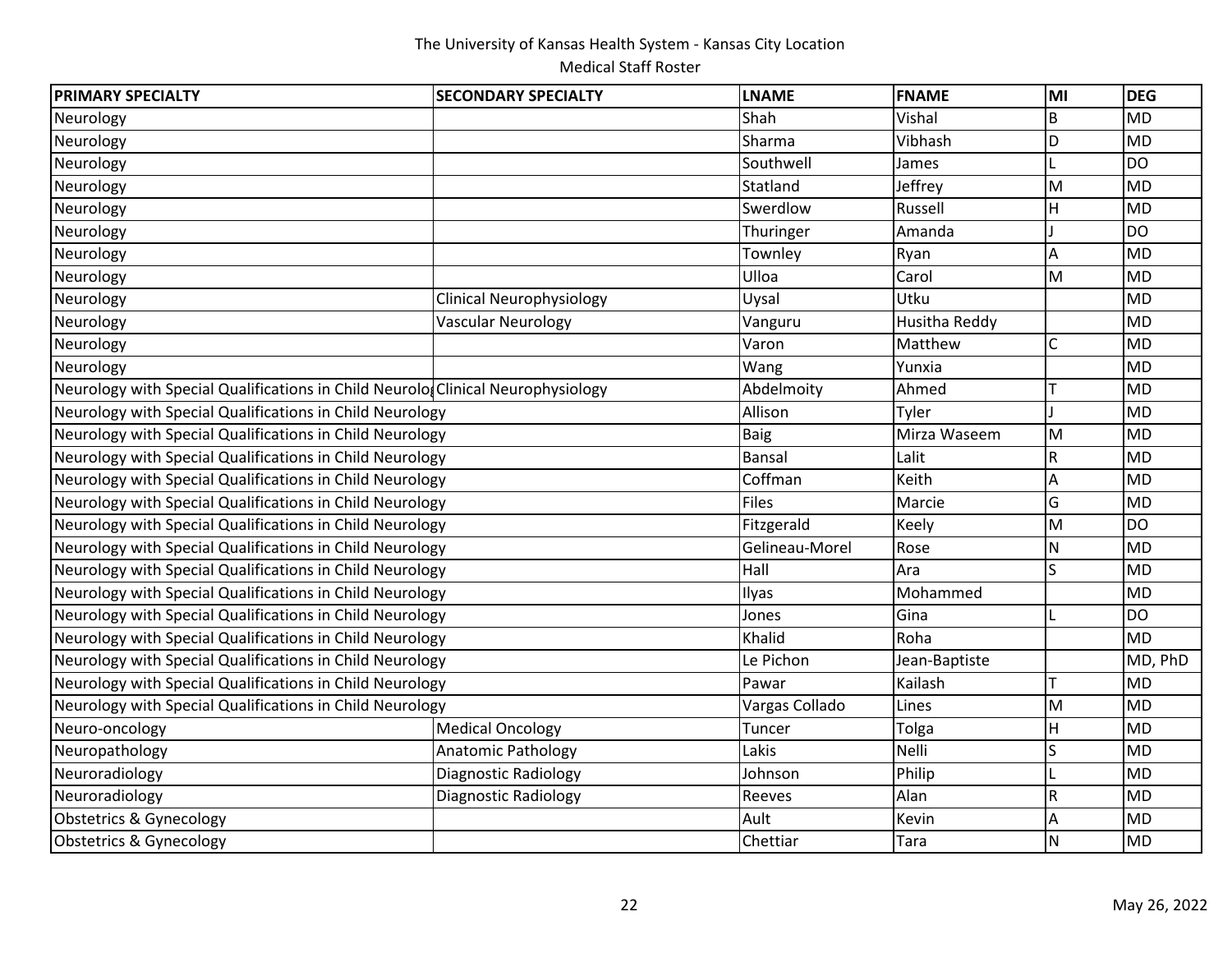The University of Kansas Health System - Kansas City Location

Medical Staff Roster

| PRIMARY SPECIALTY | SECONDARY SPECIALTY | LNAME | FNAME | MI | DEG |
|---|---|---|---|---|---|
| Neurology | | Shah | Vishal | B | MD |
| Neurology | | Sharma | Vibhash | D | MD |
| Neurology | | Southwell | James | L | DO |
| Neurology | | Statland | Jeffrey | M | MD |
| Neurology | | Swerdlow | Russell | H | MD |
| Neurology | | Thuringer | Amanda | J | DO |
| Neurology | | Townley | Ryan | A | MD |
| Neurology | | Ulloa | Carol | M | MD |
| Neurology | Clinical Neurophysiology | Uysal | Utku | | MD |
| Neurology | Vascular Neurology | Vanguru | Husitha Reddy | | MD |
| Neurology | | Varon | Matthew | C | MD |
| Neurology | | Wang | Yunxia | | MD |
| Neurology with Special Qualifications in Child Neurology | Clinical Neurophysiology | Abdelmoity | Ahmed | T | MD |
| Neurology with Special Qualifications in Child Neurology | | Allison | Tyler | J | MD |
| Neurology with Special Qualifications in Child Neurology | | Baig | Mirza Waseem | M | MD |
| Neurology with Special Qualifications in Child Neurology | | Bansal | Lalit | R | MD |
| Neurology with Special Qualifications in Child Neurology | | Coffman | Keith | A | MD |
| Neurology with Special Qualifications in Child Neurology | | Files | Marcie | G | MD |
| Neurology with Special Qualifications in Child Neurology | | Fitzgerald | Keely | M | DO |
| Neurology with Special Qualifications in Child Neurology | | Gelineau-Morel | Rose | N | MD |
| Neurology with Special Qualifications in Child Neurology | | Hall | Ara | S | MD |
| Neurology with Special Qualifications in Child Neurology | | Ilyas | Mohammed | | MD |
| Neurology with Special Qualifications in Child Neurology | | Jones | Gina | L | DO |
| Neurology with Special Qualifications in Child Neurology | | Khalid | Roha | | MD |
| Neurology with Special Qualifications in Child Neurology | | Le Pichon | Jean-Baptiste | | MD, PhD |
| Neurology with Special Qualifications in Child Neurology | | Pawar | Kailash | T | MD |
| Neurology with Special Qualifications in Child Neurology | | Vargas Collado | Lines | M | MD |
| Neuro-oncology | Medical Oncology | Tuncer | Tolga | H | MD |
| Neuropathology | Anatomic Pathology | Lakis | Nelli | S | MD |
| Neuroradiology | Diagnostic Radiology | Johnson | Philip | L | MD |
| Neuroradiology | Diagnostic Radiology | Reeves | Alan | R | MD |
| Obstetrics & Gynecology | | Ault | Kevin | A | MD |
| Obstetrics & Gynecology | | Chettiar | Tara | N | MD |

May 26, 2022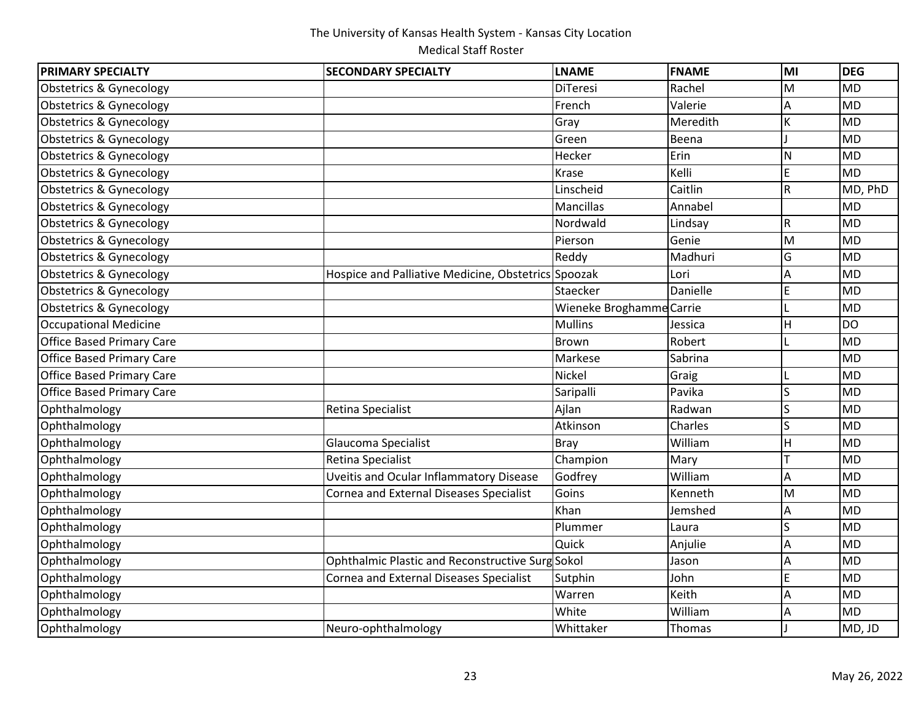The University of Kansas Health System - Kansas City Location

Medical Staff Roster

| PRIMARY SPECIALTY | SECONDARY SPECIALTY | LNAME | FNAME | MI | DEG |
|---|---|---|---|---|---|
| Obstetrics & Gynecology | | DiTeresi | Rachel | M | MD |
| Obstetrics & Gynecology | | French | Valerie | A | MD |
| Obstetrics & Gynecology | | Gray | Meredith | K | MD |
| Obstetrics & Gynecology | | Green | Beena | J | MD |
| Obstetrics & Gynecology | | Hecker | Erin | N | MD |
| Obstetrics & Gynecology | | Krase | Kelli | E | MD |
| Obstetrics & Gynecology | | Linscheid | Caitlin | R | MD, PhD |
| Obstetrics & Gynecology | | Mancillas | Annabel | | MD |
| Obstetrics & Gynecology | | Nordwald | Lindsay | R | MD |
| Obstetrics & Gynecology | | Pierson | Genie | M | MD |
| Obstetrics & Gynecology | | Reddy | Madhuri | G | MD |
| Obstetrics & Gynecology | Hospice and Palliative Medicine, Obstetrics | Spoozak | Lori | A | MD |
| Obstetrics & Gynecology | | Staecker | Danielle | E | MD |
| Obstetrics & Gynecology | | Wieneke Broghamme | Carrie | L | MD |
| Occupational Medicine | | Mullins | Jessica | H | DO |
| Office Based Primary Care | | Brown | Robert | L | MD |
| Office Based Primary Care | | Markese | Sabrina | | MD |
| Office Based Primary Care | | Nickel | Graig | L | MD |
| Office Based Primary Care | | Saripalli | Pavika | S | MD |
| Ophthalmology | Retina Specialist | Ajlan | Radwan | S | MD |
| Ophthalmology | | Atkinson | Charles | S | MD |
| Ophthalmology | Glaucoma Specialist | Bray | William | H | MD |
| Ophthalmology | Retina Specialist | Champion | Mary | T | MD |
| Ophthalmology | Uveitis and Ocular Inflammatory Disease | Godfrey | William | A | MD |
| Ophthalmology | Cornea and External Diseases Specialist | Goins | Kenneth | M | MD |
| Ophthalmology | | Khan | Jemshed | A | MD |
| Ophthalmology | | Plummer | Laura | S | MD |
| Ophthalmology | | Quick | Anjulie | A | MD |
| Ophthalmology | Ophthalmic Plastic and Reconstructive Surg | Sokol | Jason | A | MD |
| Ophthalmology | Cornea and External Diseases Specialist | Sutphin | John | E | MD |
| Ophthalmology | | Warren | Keith | A | MD |
| Ophthalmology | | White | William | A | MD |
| Ophthalmology | Neuro-ophthalmology | Whittaker | Thomas | J | MD, JD |

May 26, 2022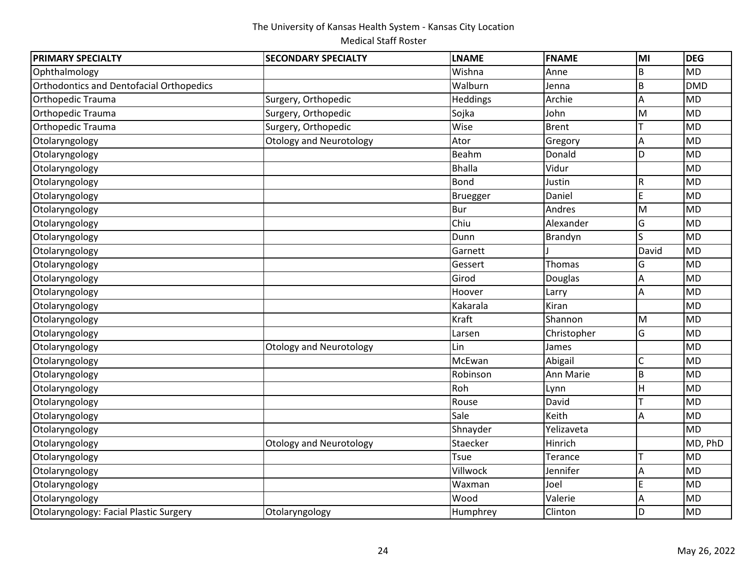The University of Kansas Health System - Kansas City Location

Medical Staff Roster

| PRIMARY SPECIALTY | SECONDARY SPECIALTY | LNAME | FNAME | MI | DEG |
|---|---|---|---|---|---|
| Ophthalmology | | Wishna | Anne | B | MD |
| Orthodontics and Dentofacial Orthopedics | | Walburn | Jenna | B | DMD |
| Orthopedic Trauma | Surgery, Orthopedic | Heddings | Archie | A | MD |
| Orthopedic Trauma | Surgery, Orthopedic | Sojka | John | M | MD |
| Orthopedic Trauma | Surgery, Orthopedic | Wise | Brent | T | MD |
| Otolaryngology | Otology and Neurotology | Ator | Gregory | A | MD |
| Otolaryngology | | Beahm | Donald | D | MD |
| Otolaryngology | | Bhalla | Vidur | | MD |
| Otolaryngology | | Bond | Justin | R | MD |
| Otolaryngology | | Bruegger | Daniel | E | MD |
| Otolaryngology | | Bur | Andres | M | MD |
| Otolaryngology | | Chiu | Alexander | G | MD |
| Otolaryngology | | Dunn | Brandyn | S | MD |
| Otolaryngology | | Garnett | J | David | MD |
| Otolaryngology | | Gessert | Thomas | G | MD |
| Otolaryngology | | Girod | Douglas | A | MD |
| Otolaryngology | | Hoover | Larry | A | MD |
| Otolaryngology | | Kakarala | Kiran | | MD |
| Otolaryngology | | Kraft | Shannon | M | MD |
| Otolaryngology | | Larsen | Christopher | G | MD |
| Otolaryngology | Otology and Neurotology | Lin | James | | MD |
| Otolaryngology | | McEwan | Abigail | C | MD |
| Otolaryngology | | Robinson | Ann Marie | B | MD |
| Otolaryngology | | Roh | Lynn | H | MD |
| Otolaryngology | | Rouse | David | T | MD |
| Otolaryngology | | Sale | Keith | A | MD |
| Otolaryngology | | Shnayder | Yelizaveta | | MD |
| Otolaryngology | Otology and Neurotology | Staecker | Hinrich | | MD, PhD |
| Otolaryngology | | Tsue | Terance | T | MD |
| Otolaryngology | | Villwock | Jennifer | A | MD |
| Otolaryngology | | Waxman | Joel | E | MD |
| Otolaryngology | | Wood | Valerie | A | MD |
| Otolaryngology: Facial Plastic Surgery | Otolaryngology | Humphrey | Clinton | D | MD |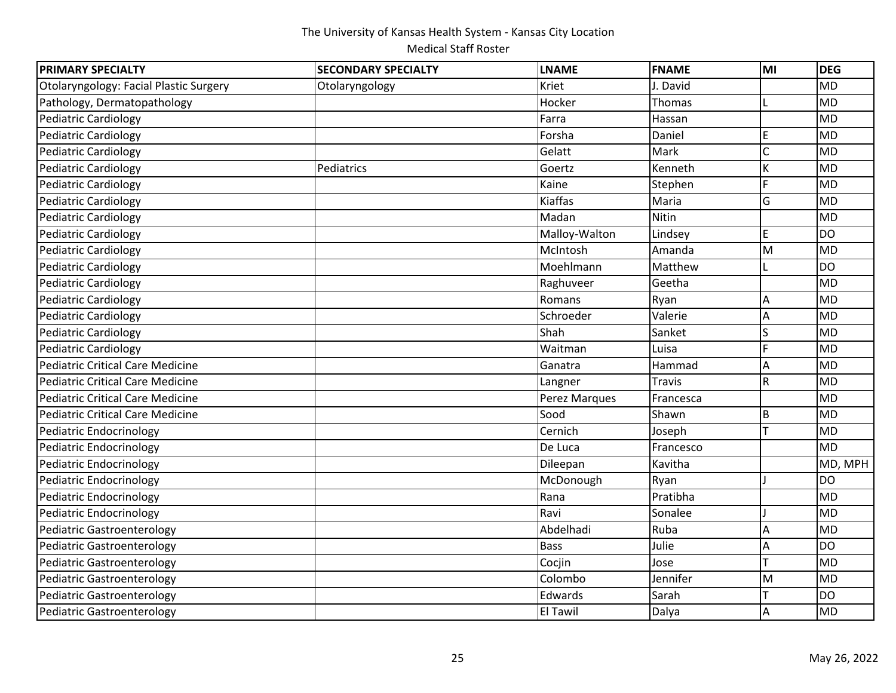The University of Kansas Health System - Kansas City Location

Medical Staff Roster

| PRIMARY SPECIALTY | SECONDARY SPECIALTY | LNAME | FNAME | MI | DEG |
|---|---|---|---|---|---|
| Otolaryngology: Facial Plastic Surgery | Otolaryngology | Kriet | J. David | | MD |
| Pathology, Dermatopathology | | Hocker | Thomas | L | MD |
| Pediatric Cardiology | | Farra | Hassan | | MD |
| Pediatric Cardiology | | Forsha | Daniel | E | MD |
| Pediatric Cardiology | | Gelatt | Mark | C | MD |
| Pediatric Cardiology | Pediatrics | Goertz | Kenneth | K | MD |
| Pediatric Cardiology | | Kaine | Stephen | F | MD |
| Pediatric Cardiology | | Kiaffas | Maria | G | MD |
| Pediatric Cardiology | | Madan | Nitin | | MD |
| Pediatric Cardiology | | Malloy-Walton | Lindsey | E | DO |
| Pediatric Cardiology | | McIntosh | Amanda | M | MD |
| Pediatric Cardiology | | Moehlmann | Matthew | L | DO |
| Pediatric Cardiology | | Raghuveer | Geetha | | MD |
| Pediatric Cardiology | | Romans | Ryan | A | MD |
| Pediatric Cardiology | | Schroeder | Valerie | A | MD |
| Pediatric Cardiology | | Shah | Sanket | S | MD |
| Pediatric Cardiology | | Waitman | Luisa | F | MD |
| Pediatric Critical Care Medicine | | Ganatra | Hammad | A | MD |
| Pediatric Critical Care Medicine | | Langner | Travis | R | MD |
| Pediatric Critical Care Medicine | | Perez Marques | Francesca | | MD |
| Pediatric Critical Care Medicine | | Sood | Shawn | B | MD |
| Pediatric Endocrinology | | Cernich | Joseph | T | MD |
| Pediatric Endocrinology | | De Luca | Francesco | | MD |
| Pediatric Endocrinology | | Dileepan | Kavitha | | MD, MPH |
| Pediatric Endocrinology | | McDonough | Ryan | J | DO |
| Pediatric Endocrinology | | Rana | Pratibha | | MD |
| Pediatric Endocrinology | | Ravi | Sonalee | J | MD |
| Pediatric Gastroenterology | | Abdelhadi | Ruba | A | MD |
| Pediatric Gastroenterology | | Bass | Julie | A | DO |
| Pediatric Gastroenterology | | Cocjin | Jose | T | MD |
| Pediatric Gastroenterology | | Colombo | Jennifer | M | MD |
| Pediatric Gastroenterology | | Edwards | Sarah | T | DO |
| Pediatric Gastroenterology | | El Tawil | Dalya | A | MD |

May 26, 2022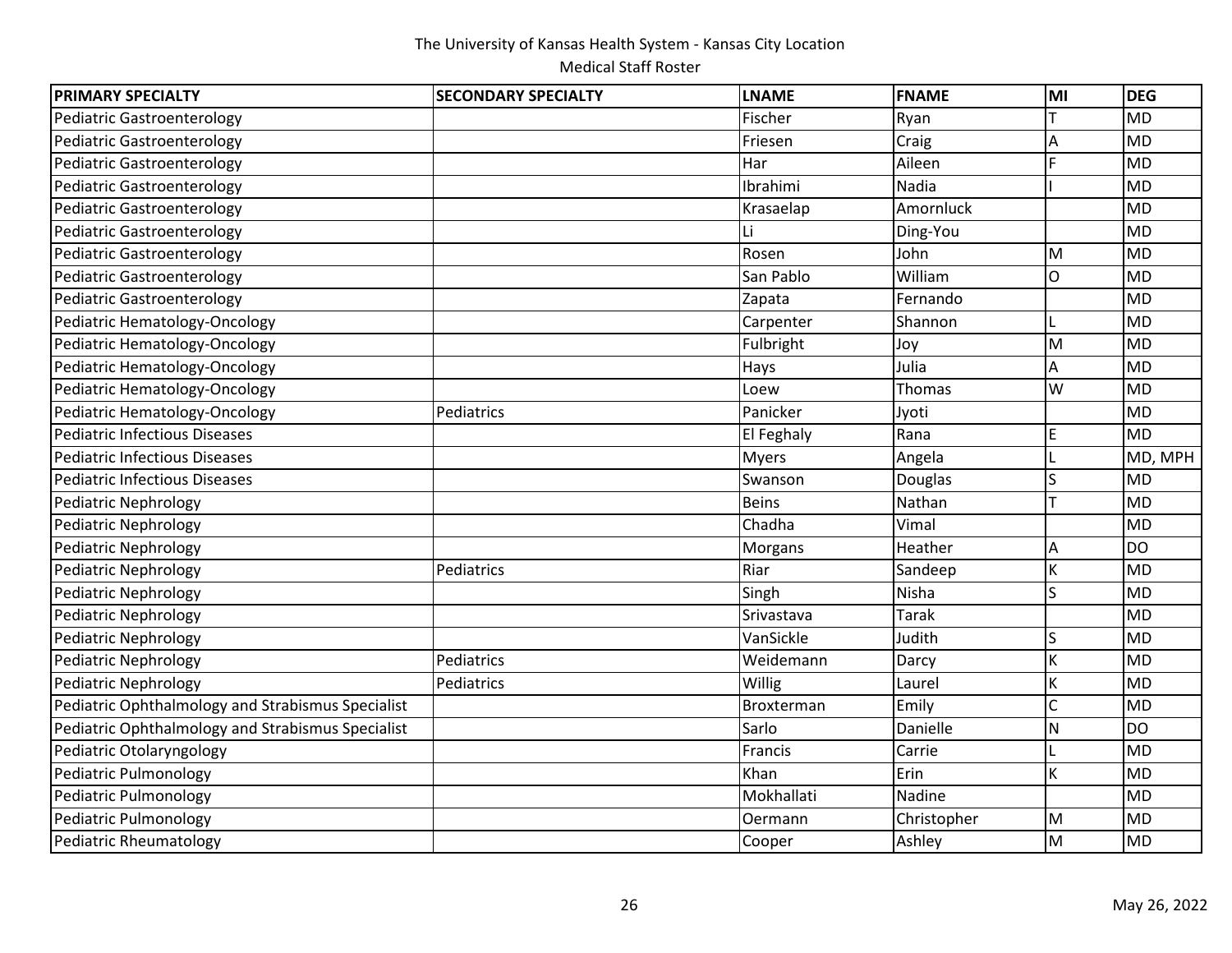The University of Kansas Health System - Kansas City Location

Medical Staff Roster

| PRIMARY SPECIALTY | SECONDARY SPECIALTY | LNAME | FNAME | MI | DEG |
|---|---|---|---|---|---|
| Pediatric Gastroenterology | | Fischer | Ryan | T | MD |
| Pediatric Gastroenterology | | Friesen | Craig | A | MD |
| Pediatric Gastroenterology | | Har | Aileen | F | MD |
| Pediatric Gastroenterology | | Ibrahimi | Nadia | I | MD |
| Pediatric Gastroenterology | | Krasaelap | Amornluck | | MD |
| Pediatric Gastroenterology | | Li | Ding-You | | MD |
| Pediatric Gastroenterology | | Rosen | John | M | MD |
| Pediatric Gastroenterology | | San Pablo | William | O | MD |
| Pediatric Gastroenterology | | Zapata | Fernando | | MD |
| Pediatric Hematology-Oncology | | Carpenter | Shannon | L | MD |
| Pediatric Hematology-Oncology | | Fulbright | Joy | M | MD |
| Pediatric Hematology-Oncology | | Hays | Julia | A | MD |
| Pediatric Hematology-Oncology | | Loew | Thomas | W | MD |
| Pediatric Hematology-Oncology | Pediatrics | Panicker | Jyoti | | MD |
| Pediatric Infectious Diseases | | El Feghaly | Rana | E | MD |
| Pediatric Infectious Diseases | | Myers | Angela | L | MD, MPH |
| Pediatric Infectious Diseases | | Swanson | Douglas | S | MD |
| Pediatric Nephrology | | Beins | Nathan | T | MD |
| Pediatric Nephrology | | Chadha | Vimal | | MD |
| Pediatric Nephrology | | Morgans | Heather | A | DO |
| Pediatric Nephrology | Pediatrics | Riar | Sandeep | K | MD |
| Pediatric Nephrology | | Singh | Nisha | S | MD |
| Pediatric Nephrology | | Srivastava | Tarak | | MD |
| Pediatric Nephrology | | VanSickle | Judith | S | MD |
| Pediatric Nephrology | Pediatrics | Weidemann | Darcy | K | MD |
| Pediatric Nephrology | Pediatrics | Willig | Laurel | K | MD |
| Pediatric Ophthalmology and Strabismus Specialist | | Broxterman | Emily | C | MD |
| Pediatric Ophthalmology and Strabismus Specialist | | Sarlo | Danielle | N | DO |
| Pediatric Otolaryngology | | Francis | Carrie | L | MD |
| Pediatric Pulmonology | | Khan | Erin | K | MD |
| Pediatric Pulmonology | | Mokhallati | Nadine | | MD |
| Pediatric Pulmonology | | Oermann | Christopher | M | MD |
| Pediatric Rheumatology | | Cooper | Ashley | M | MD |

May 26, 2022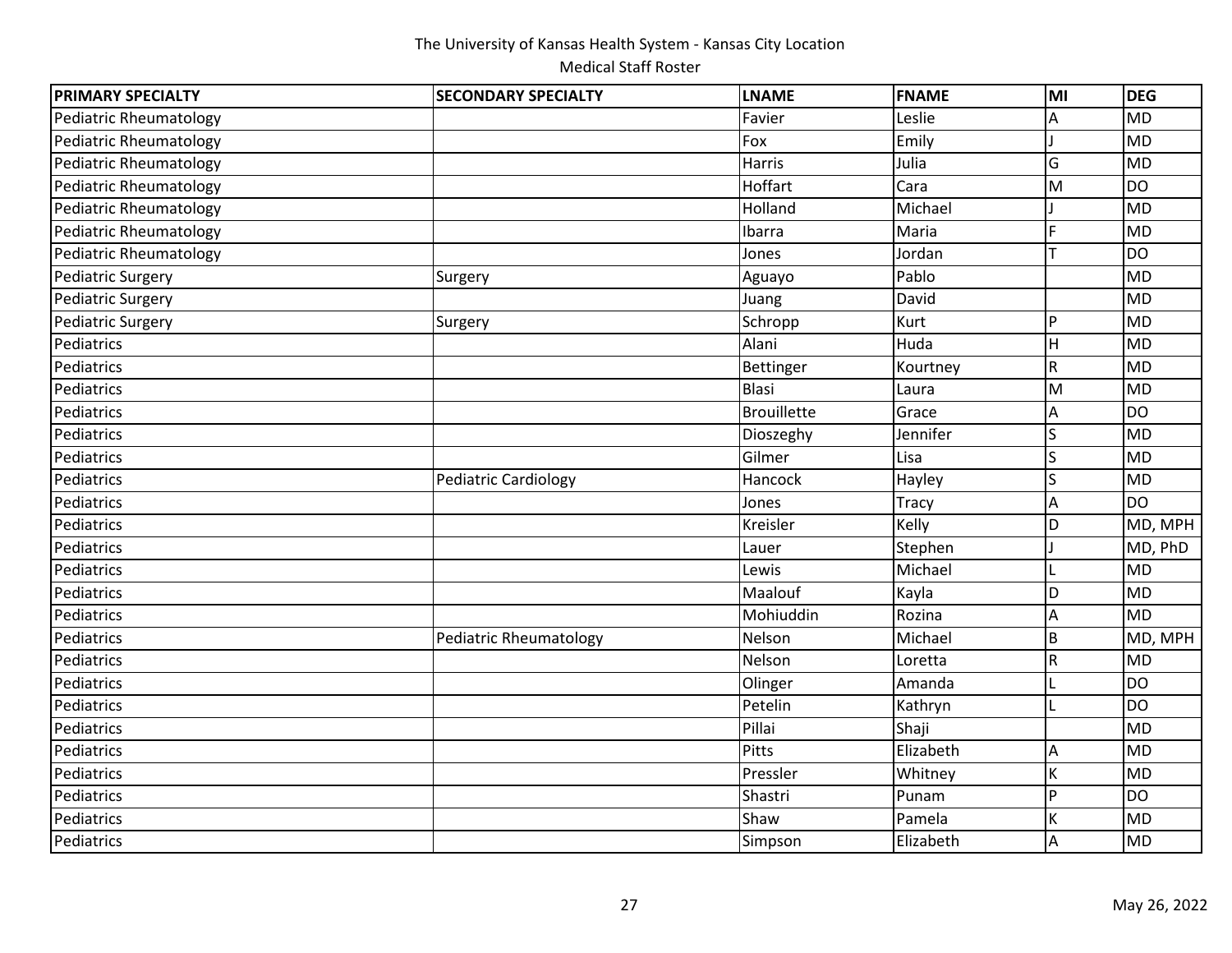The University of Kansas Health System - Kansas City Location
Medical Staff Roster

| PRIMARY SPECIALTY | SECONDARY SPECIALTY | LNAME | FNAME | MI | DEG |
|---|---|---|---|---|---|
| Pediatric Rheumatology | | Favier | Leslie | A | MD |
| Pediatric Rheumatology | | Fox | Emily | J | MD |
| Pediatric Rheumatology | | Harris | Julia | G | MD |
| Pediatric Rheumatology | | Hoffart | Cara | M | DO |
| Pediatric Rheumatology | | Holland | Michael | J | MD |
| Pediatric Rheumatology | | Ibarra | Maria | F | MD |
| Pediatric Rheumatology | | Jones | Jordan | T | DO |
| Pediatric Surgery | Surgery | Aguayo | Pablo | | MD |
| Pediatric Surgery | | Juang | David | | MD |
| Pediatric Surgery | Surgery | Schropp | Kurt | P | MD |
| Pediatrics | | Alani | Huda | H | MD |
| Pediatrics | | Bettinger | Kourtney | R | MD |
| Pediatrics | | Blasi | Laura | M | MD |
| Pediatrics | | Brouillette | Grace | A | DO |
| Pediatrics | | Dioszeghy | Jennifer | S | MD |
| Pediatrics | | Gilmer | Lisa | S | MD |
| Pediatrics | Pediatric Cardiology | Hancock | Hayley | S | MD |
| Pediatrics | | Jones | Tracy | A | DO |
| Pediatrics | | Kreisler | Kelly | D | MD, MPH |
| Pediatrics | | Lauer | Stephen | J | MD, PhD |
| Pediatrics | | Lewis | Michael | L | MD |
| Pediatrics | | Maalouf | Kayla | D | MD |
| Pediatrics | | Mohiuddin | Rozina | A | MD |
| Pediatrics | Pediatric Rheumatology | Nelson | Michael | B | MD, MPH |
| Pediatrics | | Nelson | Loretta | R | MD |
| Pediatrics | | Olinger | Amanda | L | DO |
| Pediatrics | | Petelin | Kathryn | L | DO |
| Pediatrics | | Pillai | Shaji | | MD |
| Pediatrics | | Pitts | Elizabeth | A | MD |
| Pediatrics | | Pressler | Whitney | K | MD |
| Pediatrics | | Shastri | Punam | P | DO |
| Pediatrics | | Shaw | Pamela | K | MD |
| Pediatrics | | Simpson | Elizabeth | A | MD |

May 26, 2022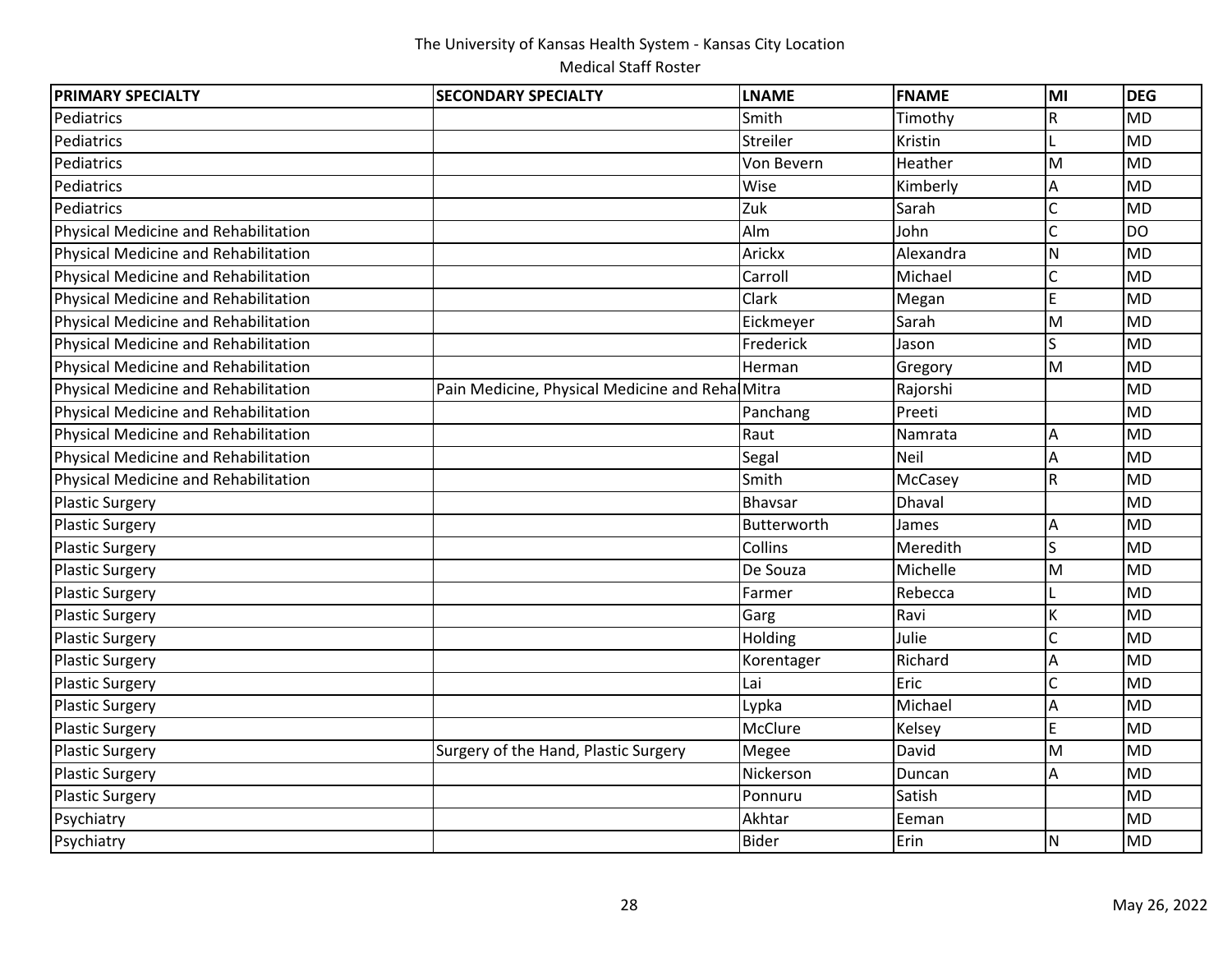# The University of Kansas Health System - Kansas City Location

Medical Staff Roster

| PRIMARY SPECIALTY | SECONDARY SPECIALTY | LNAME | FNAME | MI | DEG |
|---|---|---|---|---|---|
| Pediatrics | | Smith | Timothy | R | MD |
| Pediatrics | | Streiler | Kristin | L | MD |
| Pediatrics | | Von Bevern | Heather | M | MD |
| Pediatrics | | Wise | Kimberly | A | MD |
| Pediatrics | | Zuk | Sarah | C | MD |
| Physical Medicine and Rehabilitation | | Alm | John | C | DO |
| Physical Medicine and Rehabilitation | | Arickx | Alexandra | N | MD |
| Physical Medicine and Rehabilitation | | Carroll | Michael | C | MD |
| Physical Medicine and Rehabilitation | | Clark | Megan | E | MD |
| Physical Medicine and Rehabilitation | | Eickmeyer | Sarah | M | MD |
| Physical Medicine and Rehabilitation | | Frederick | Jason | S | MD |
| Physical Medicine and Rehabilitation | | Herman | Gregory | M | MD |
| Physical Medicine and Rehabilitation | Pain Medicine, Physical Medicine and Rehal | Mitra | Rajorshi | | MD |
| Physical Medicine and Rehabilitation | | Panchang | Preeti | | MD |
| Physical Medicine and Rehabilitation | | Raut | Namrata | A | MD |
| Physical Medicine and Rehabilitation | | Segal | Neil | A | MD |
| Physical Medicine and Rehabilitation | | Smith | McCasey | R | MD |
| Plastic Surgery | | Bhavsar | Dhaval | | MD |
| Plastic Surgery | | Butterworth | James | A | MD |
| Plastic Surgery | | Collins | Meredith | S | MD |
| Plastic Surgery | | De Souza | Michelle | M | MD |
| Plastic Surgery | | Farmer | Rebecca | L | MD |
| Plastic Surgery | | Garg | Ravi | K | MD |
| Plastic Surgery | | Holding | Julie | C | MD |
| Plastic Surgery | | Korentager | Richard | A | MD |
| Plastic Surgery | | Lai | Eric | C | MD |
| Plastic Surgery | | Lypka | Michael | A | MD |
| Plastic Surgery | | McClure | Kelsey | E | MD |
| Plastic Surgery | Surgery of the Hand, Plastic Surgery | Megee | David | M | MD |
| Plastic Surgery | | Nickerson | Duncan | A | MD |
| Plastic Surgery | | Ponnuru | Satish | | MD |
| Psychiatry | | Akhtar | Eeman | | MD |
| Psychiatry | | Bider | Erin | N | MD |

May 26, 2022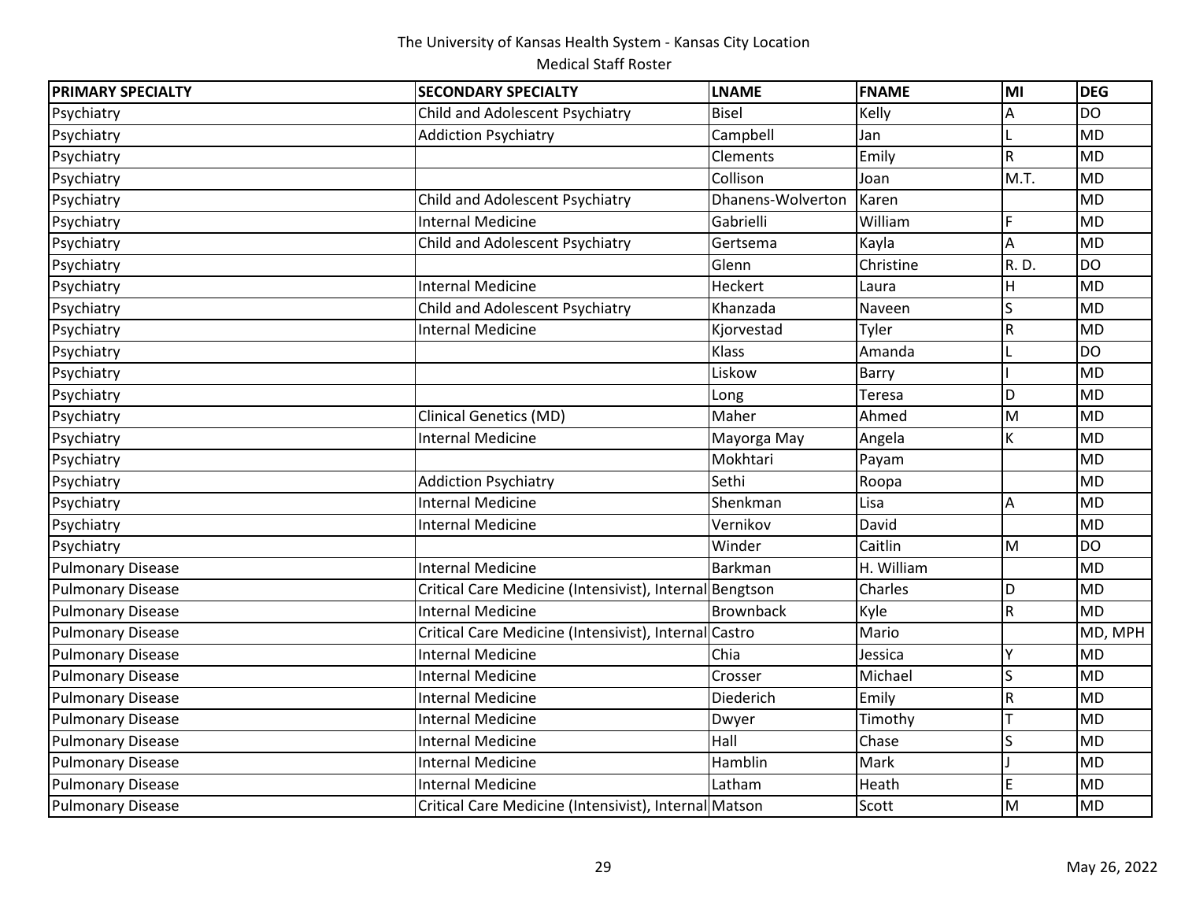The University of Kansas Health System - Kansas City Location

Medical Staff Roster

| PRIMARY SPECIALTY | SECONDARY SPECIALTY | LNAME | FNAME | MI | DEG |
|---|---|---|---|---|---|
| Psychiatry | Child and Adolescent Psychiatry | Bisel | Kelly | A | DO |
| Psychiatry | Addiction Psychiatry | Campbell | Jan | L | MD |
| Psychiatry | | Clements | Emily | R | MD |
| Psychiatry | | Collison | Joan | M.T. | MD |
| Psychiatry | Child and Adolescent Psychiatry | Dhanens-Wolverton | Karen | | MD |
| Psychiatry | Internal Medicine | Gabrielli | William | F | MD |
| Psychiatry | Child and Adolescent Psychiatry | Gertsema | Kayla | A | MD |
| Psychiatry | | Glenn | Christine | R. D. | DO |
| Psychiatry | Internal Medicine | Heckert | Laura | H | MD |
| Psychiatry | Child and Adolescent Psychiatry | Khanzada | Naveen | S | MD |
| Psychiatry | Internal Medicine | Kjorvestad | Tyler | R | MD |
| Psychiatry | | Klass | Amanda | L | DO |
| Psychiatry | | Liskow | Barry | I | MD |
| Psychiatry | | Long | Teresa | D | MD |
| Psychiatry | Clinical Genetics (MD) | Maher | Ahmed | M | MD |
| Psychiatry | Internal Medicine | Mayorga May | Angela | K | MD |
| Psychiatry | | Mokhtari | Payam | | MD |
| Psychiatry | Addiction Psychiatry | Sethi | Roopa | | MD |
| Psychiatry | Internal Medicine | Shenkman | Lisa | A | MD |
| Psychiatry | Internal Medicine | Vernikov | David | | MD |
| Psychiatry | | Winder | Caitlin | M | DO |
| Pulmonary Disease | Internal Medicine | Barkman | H. William | | MD |
| Pulmonary Disease | Critical Care Medicine (Intensivist), Internal | Bengtson | Charles | D | MD |
| Pulmonary Disease | Internal Medicine | Brownback | Kyle | R | MD |
| Pulmonary Disease | Critical Care Medicine (Intensivist), Internal | Castro | Mario | | MD, MPH |
| Pulmonary Disease | Internal Medicine | Chia | Jessica | Y | MD |
| Pulmonary Disease | Internal Medicine | Crosser | Michael | S | MD |
| Pulmonary Disease | Internal Medicine | Diederich | Emily | R | MD |
| Pulmonary Disease | Internal Medicine | Dwyer | Timothy | T | MD |
| Pulmonary Disease | Internal Medicine | Hall | Chase | S | MD |
| Pulmonary Disease | Internal Medicine | Hamblin | Mark | J | MD |
| Pulmonary Disease | Internal Medicine | Latham | Heath | E | MD |
| Pulmonary Disease | Critical Care Medicine (Intensivist), Internal | Matson | Scott | M | MD |

May 26, 2022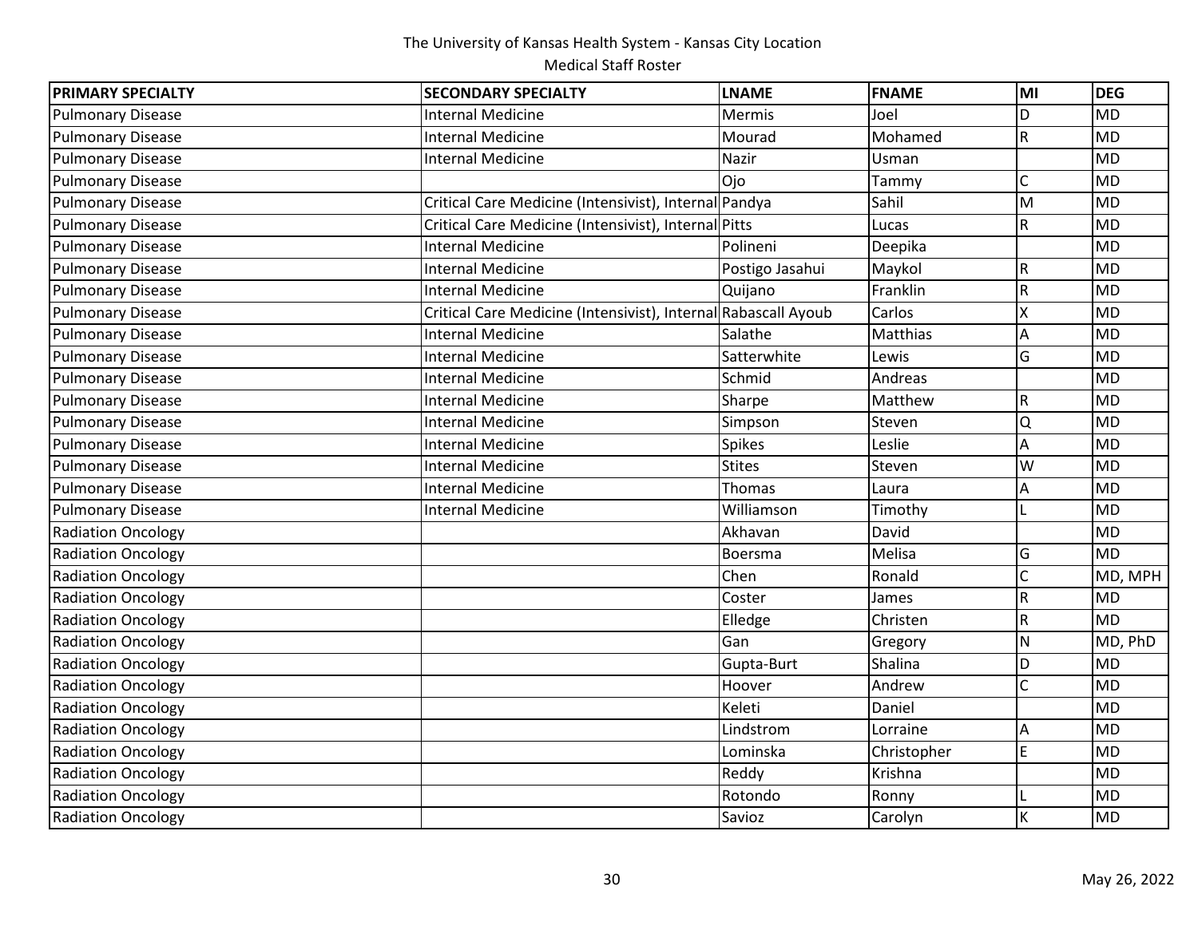The University of Kansas Health System - Kansas City Location

Medical Staff Roster

| PRIMARY SPECIALTY | SECONDARY SPECIALTY | LNAME | FNAME | MI | DEG |
|---|---|---|---|---|---|
| Pulmonary Disease | Internal Medicine | Mermis | Joel | D | MD |
| Pulmonary Disease | Internal Medicine | Mourad | Mohamed | R | MD |
| Pulmonary Disease | Internal Medicine | Nazir | Usman | | MD |
| Pulmonary Disease | | Ojo | Tammy | C | MD |
| Pulmonary Disease | Critical Care Medicine (Intensivist), Internal | Pandya | Sahil | M | MD |
| Pulmonary Disease | Critical Care Medicine (Intensivist), Internal | Pitts | Lucas | R | MD |
| Pulmonary Disease | Internal Medicine | Polineni | Deepika | | MD |
| Pulmonary Disease | Internal Medicine | Postigo Jasahui | Maykol | R | MD |
| Pulmonary Disease | Internal Medicine | Quijano | Franklin | R | MD |
| Pulmonary Disease | Critical Care Medicine (Intensivist), Internal | Rabascall Ayoub | Carlos | X | MD |
| Pulmonary Disease | Internal Medicine | Salathe | Matthias | A | MD |
| Pulmonary Disease | Internal Medicine | Satterwhite | Lewis | G | MD |
| Pulmonary Disease | Internal Medicine | Schmid | Andreas | | MD |
| Pulmonary Disease | Internal Medicine | Sharpe | Matthew | R | MD |
| Pulmonary Disease | Internal Medicine | Simpson | Steven | Q | MD |
| Pulmonary Disease | Internal Medicine | Spikes | Leslie | A | MD |
| Pulmonary Disease | Internal Medicine | Stites | Steven | W | MD |
| Pulmonary Disease | Internal Medicine | Thomas | Laura | A | MD |
| Pulmonary Disease | Internal Medicine | Williamson | Timothy | L | MD |
| Radiation Oncology | | Akhavan | David | | MD |
| Radiation Oncology | | Boersma | Melisa | G | MD |
| Radiation Oncology | | Chen | Ronald | C | MD, MPH |
| Radiation Oncology | | Coster | James | R | MD |
| Radiation Oncology | | Elledge | Christen | R | MD |
| Radiation Oncology | | Gan | Gregory | N | MD, PhD |
| Radiation Oncology | | Gupta-Burt | Shalina | D | MD |
| Radiation Oncology | | Hoover | Andrew | C | MD |
| Radiation Oncology | | Keleti | Daniel | | MD |
| Radiation Oncology | | Lindstrom | Lorraine | A | MD |
| Radiation Oncology | | Lominska | Christopher | E | MD |
| Radiation Oncology | | Reddy | Krishna | | MD |
| Radiation Oncology | | Rotondo | Ronny | L | MD |
| Radiation Oncology | | Savioz | Carolyn | K | MD |

May 26, 2022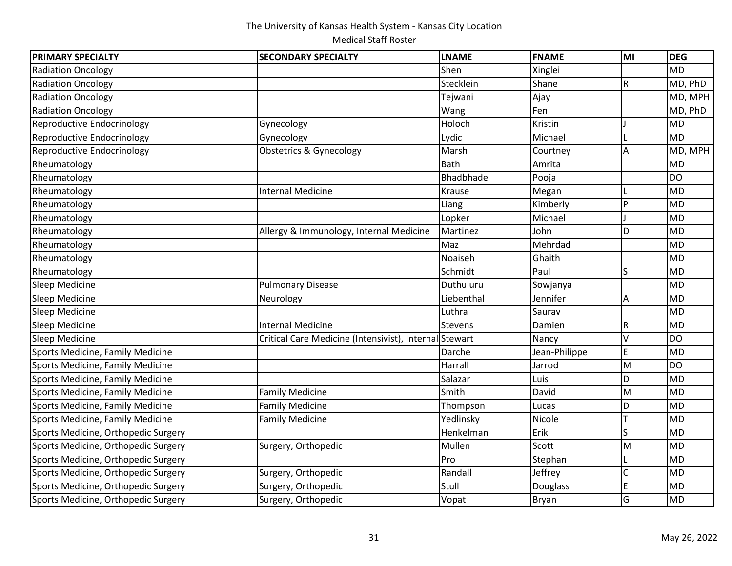The University of Kansas Health System - Kansas City Location

Medical Staff Roster

| PRIMARY SPECIALTY | SECONDARY SPECIALTY | LNAME | FNAME | MI | DEG |
|---|---|---|---|---|---|
| Radiation Oncology | | Shen | Xinglei | | MD |
| Radiation Oncology | | Stecklein | Shane | R | MD, PhD |
| Radiation Oncology | | Tejwani | Ajay | | MD, MPH |
| Radiation Oncology | | Wang | Fen | | MD, PhD |
| Reproductive Endocrinology | Gynecology | Holoch | Kristin | J | MD |
| Reproductive Endocrinology | Gynecology | Lydic | Michael | L | MD |
| Reproductive Endocrinology | Obstetrics & Gynecology | Marsh | Courtney | A | MD, MPH |
| Rheumatology | | Bath | Amrita | | MD |
| Rheumatology | | Bhadbhade | Pooja | | DO |
| Rheumatology | Internal Medicine | Krause | Megan | L | MD |
| Rheumatology | | Liang | Kimberly | P | MD |
| Rheumatology | | Lopker | Michael | J | MD |
| Rheumatology | Allergy & Immunology, Internal Medicine | Martinez | John | D | MD |
| Rheumatology | | Maz | Mehrdad | | MD |
| Rheumatology | | Noaiseh | Ghaith | | MD |
| Rheumatology | | Schmidt | Paul | S | MD |
| Sleep Medicine | Pulmonary Disease | Duthuluru | Sowjanya | | MD |
| Sleep Medicine | Neurology | Liebenthal | Jennifer | A | MD |
| Sleep Medicine | | Luthra | Saurav | | MD |
| Sleep Medicine | Internal Medicine | Stevens | Damien | R | MD |
| Sleep Medicine | Critical Care Medicine (Intensivist), Internal | Stewart | Nancy | V | DO |
| Sports Medicine, Family Medicine | | Darche | Jean-Philippe | E | MD |
| Sports Medicine, Family Medicine | | Harrall | Jarrod | M | DO |
| Sports Medicine, Family Medicine | | Salazar | Luis | D | MD |
| Sports Medicine, Family Medicine | Family Medicine | Smith | David | M | MD |
| Sports Medicine, Family Medicine | Family Medicine | Thompson | Lucas | D | MD |
| Sports Medicine, Family Medicine | Family Medicine | Yedlinsky | Nicole | T | MD |
| Sports Medicine, Orthopedic Surgery | | Henkelman | Erik | S | MD |
| Sports Medicine, Orthopedic Surgery | Surgery, Orthopedic | Mullen | Scott | M | MD |
| Sports Medicine, Orthopedic Surgery | | Pro | Stephan | L | MD |
| Sports Medicine, Orthopedic Surgery | Surgery, Orthopedic | Randall | Jeffrey | C | MD |
| Sports Medicine, Orthopedic Surgery | Surgery, Orthopedic | Stull | Douglass | E | MD |
| Sports Medicine, Orthopedic Surgery | Surgery, Orthopedic | Vopat | Bryan | G | MD |

May 26, 2022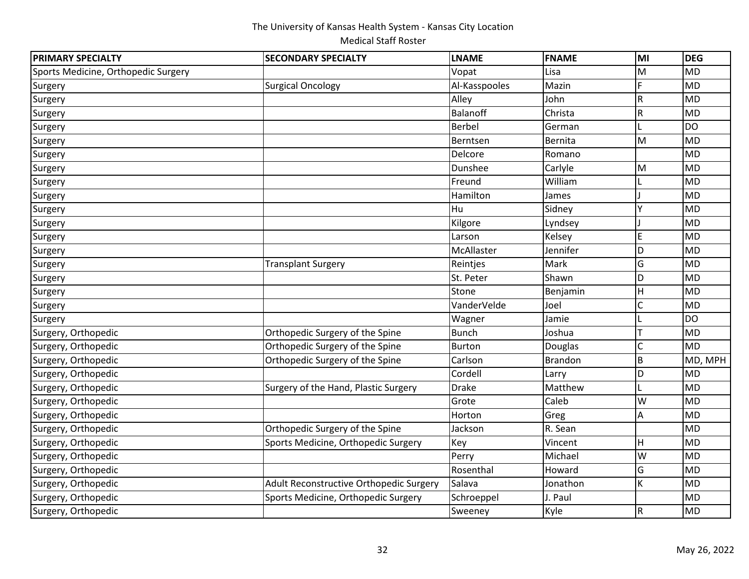The University of Kansas Health System - Kansas City Location

Medical Staff Roster

| PRIMARY SPECIALTY | SECONDARY SPECIALTY | LNAME | FNAME | MI | DEG |
|---|---|---|---|---|---|
| Sports Medicine, Orthopedic Surgery | | Vopat | Lisa | M | MD |
| Surgery | Surgical Oncology | Al-Kasspooles | Mazin | F | MD |
| Surgery | | Alley | John | R | MD |
| Surgery | | Balanoff | Christa | R | MD |
| Surgery | | Berbel | German | L | DO |
| Surgery | | Berntsen | Bernita | M | MD |
| Surgery | | Delcore | Romano | | MD |
| Surgery | | Dunshee | Carlyle | M | MD |
| Surgery | | Freund | William | L | MD |
| Surgery | | Hamilton | James | J | MD |
| Surgery | | Hu | Sidney | Y | MD |
| Surgery | | Kilgore | Lyndsey | J | MD |
| Surgery | | Larson | Kelsey | E | MD |
| Surgery | | McAllaster | Jennifer | D | MD |
| Surgery | Transplant Surgery | Reintjes | Mark | G | MD |
| Surgery | | St. Peter | Shawn | D | MD |
| Surgery | | Stone | Benjamin | H | MD |
| Surgery | | VanderVelde | Joel | C | MD |
| Surgery | | Wagner | Jamie | L | DO |
| Surgery, Orthopedic | Orthopedic Surgery of the Spine | Bunch | Joshua | T | MD |
| Surgery, Orthopedic | Orthopedic Surgery of the Spine | Burton | Douglas | C | MD |
| Surgery, Orthopedic | Orthopedic Surgery of the Spine | Carlson | Brandon | B | MD, MPH |
| Surgery, Orthopedic | | Cordell | Larry | D | MD |
| Surgery, Orthopedic | Surgery of the Hand, Plastic Surgery | Drake | Matthew | L | MD |
| Surgery, Orthopedic | | Grote | Caleb | W | MD |
| Surgery, Orthopedic | | Horton | Greg | A | MD |
| Surgery, Orthopedic | Orthopedic Surgery of the Spine | Jackson | R. Sean | | MD |
| Surgery, Orthopedic | Sports Medicine, Orthopedic Surgery | Key | Vincent | H | MD |
| Surgery, Orthopedic | | Perry | Michael | W | MD |
| Surgery, Orthopedic | | Rosenthal | Howard | G | MD |
| Surgery, Orthopedic | Adult Reconstructive Orthopedic Surgery | Salava | Jonathon | K | MD |
| Surgery, Orthopedic | Sports Medicine, Orthopedic Surgery | Schroeppel | J. Paul | | MD |
| Surgery, Orthopedic | | Sweeney | Kyle | R | MD |

May 26, 2022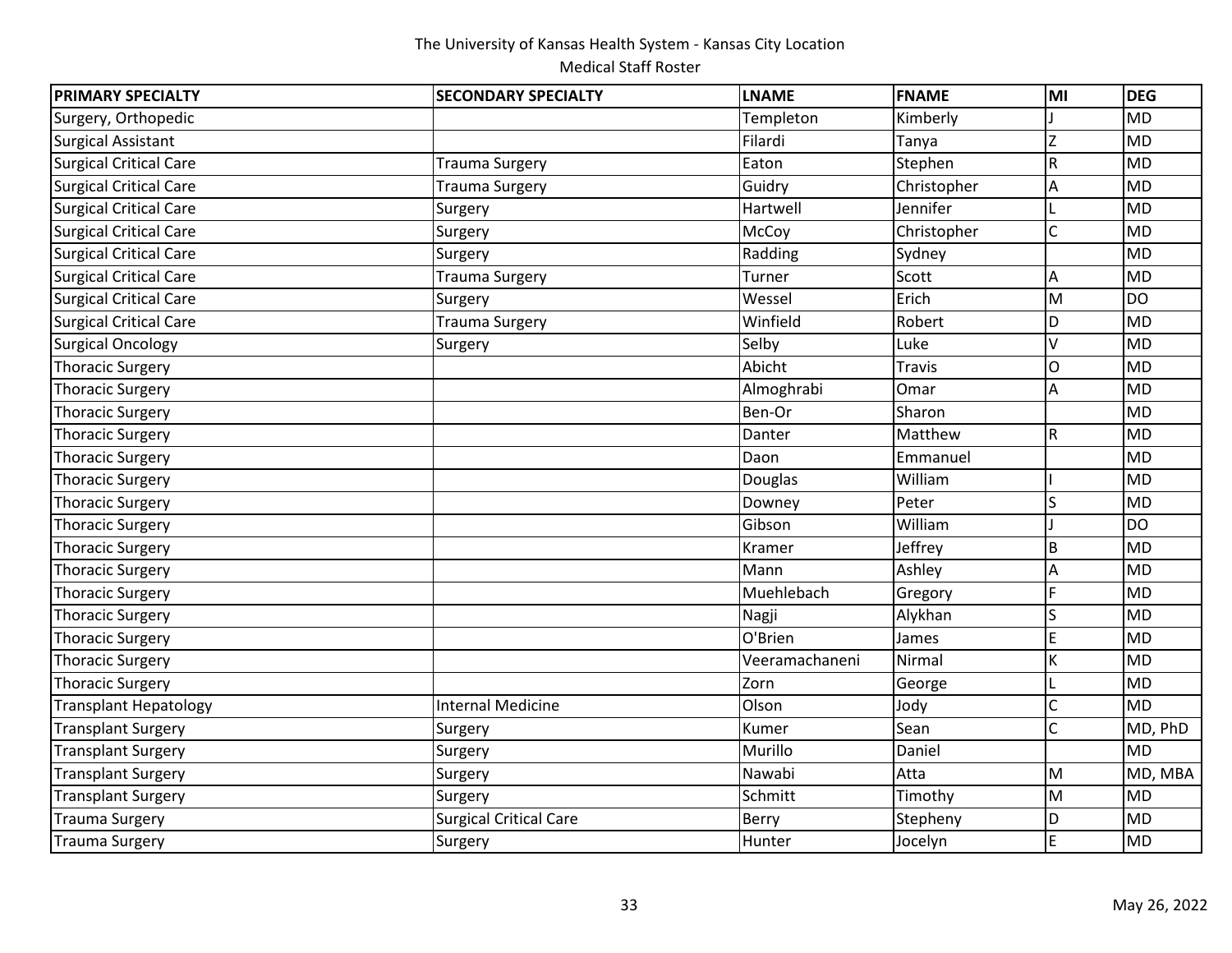The University of Kansas Health System - Kansas City Location

Medical Staff Roster

| PRIMARY SPECIALTY | SECONDARY SPECIALTY | LNAME | FNAME | MI | DEG |
|---|---|---|---|---|---|
| Surgery, Orthopedic | | Templeton | Kimberly | J | MD |
| Surgical Assistant | | Filardi | Tanya | Z | MD |
| Surgical Critical Care | Trauma Surgery | Eaton | Stephen | R | MD |
| Surgical Critical Care | Trauma Surgery | Guidry | Christopher | A | MD |
| Surgical Critical Care | Surgery | Hartwell | Jennifer | L | MD |
| Surgical Critical Care | Surgery | McCoy | Christopher | C | MD |
| Surgical Critical Care | Surgery | Radding | Sydney | | MD |
| Surgical Critical Care | Trauma Surgery | Turner | Scott | A | MD |
| Surgical Critical Care | Surgery | Wessel | Erich | M | DO |
| Surgical Critical Care | Trauma Surgery | Winfield | Robert | D | MD |
| Surgical Oncology | Surgery | Selby | Luke | V | MD |
| Thoracic Surgery | | Abicht | Travis | O | MD |
| Thoracic Surgery | | Almoghrabi | Omar | A | MD |
| Thoracic Surgery | | Ben-Or | Sharon | | MD |
| Thoracic Surgery | | Danter | Matthew | R | MD |
| Thoracic Surgery | | Daon | Emmanuel | | MD |
| Thoracic Surgery | | Douglas | William | I | MD |
| Thoracic Surgery | | Downey | Peter | S | MD |
| Thoracic Surgery | | Gibson | William | J | DO |
| Thoracic Surgery | | Kramer | Jeffrey | B | MD |
| Thoracic Surgery | | Mann | Ashley | A | MD |
| Thoracic Surgery | | Muehlebach | Gregory | F | MD |
| Thoracic Surgery | | Nagji | Alykhan | S | MD |
| Thoracic Surgery | | O'Brien | James | E | MD |
| Thoracic Surgery | | Veeramachaneni | Nirmal | K | MD |
| Thoracic Surgery | | Zorn | George | L | MD |
| Transplant Hepatology | Internal Medicine | Olson | Jody | C | MD |
| Transplant Surgery | Surgery | Kumer | Sean | C | MD, PhD |
| Transplant Surgery | Surgery | Murillo | Daniel | | MD |
| Transplant Surgery | Surgery | Nawabi | Atta | M | MD, MBA |
| Transplant Surgery | Surgery | Schmitt | Timothy | M | MD |
| Trauma Surgery | Surgical Critical Care | Berry | Stepheny | D | MD |
| Trauma Surgery | Surgery | Hunter | Jocelyn | E | MD |

May 26, 2022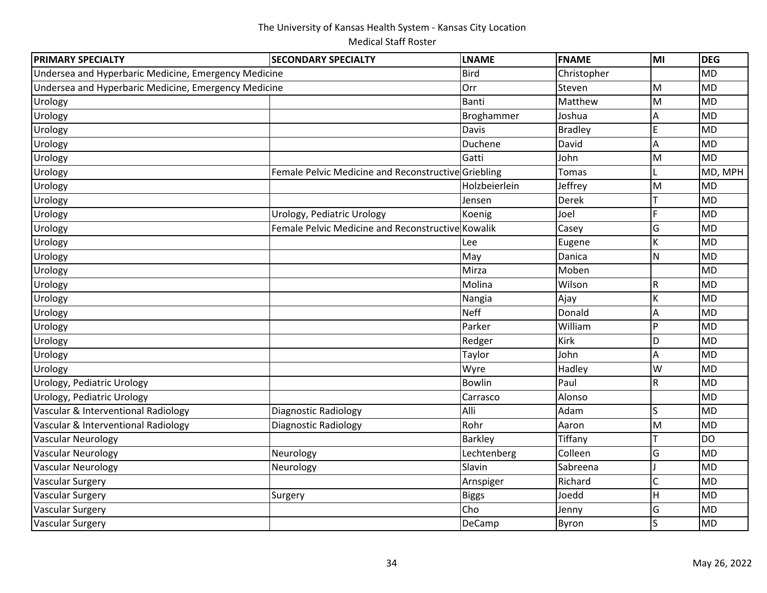The University of Kansas Health System - Kansas City Location

Medical Staff Roster

| PRIMARY SPECIALTY | SECONDARY SPECIALTY | LNAME | FNAME | MI | DEG |
|---|---|---|---|---|---|
| Undersea and Hyperbaric Medicine, Emergency Medicine | | Bird | Christopher | | MD |
| Undersea and Hyperbaric Medicine, Emergency Medicine | | Orr | Steven | M | MD |
| Urology | | Banti | Matthew | M | MD |
| Urology | | Broghammer | Joshua | A | MD |
| Urology | | Davis | Bradley | E | MD |
| Urology | | Duchene | David | A | MD |
| Urology | | Gatti | John | M | MD |
| Urology | Female Pelvic Medicine and Reconstructive | Griebling | Tomas | L | MD, MPH |
| Urology | | Holzbeierlein | Jeffrey | M | MD |
| Urology | | Jensen | Derek | T | MD |
| Urology | Urology, Pediatric Urology | Koenig | Joel | F | MD |
| Urology | Female Pelvic Medicine and Reconstructive | Kowalik | Casey | G | MD |
| Urology | | Lee | Eugene | K | MD |
| Urology | | May | Danica | N | MD |
| Urology | | Mirza | Moben | | MD |
| Urology | | Molina | Wilson | R | MD |
| Urology | | Nangia | Ajay | K | MD |
| Urology | | Neff | Donald | A | MD |
| Urology | | Parker | William | P | MD |
| Urology | | Redger | Kirk | D | MD |
| Urology | | Taylor | John | A | MD |
| Urology | | Wyre | Hadley | W | MD |
| Urology, Pediatric Urology | | Bowlin | Paul | R | MD |
| Urology, Pediatric Urology | | Carrasco | Alonso | | MD |
| Vascular & Interventional Radiology | Diagnostic Radiology | Alli | Adam | S | MD |
| Vascular & Interventional Radiology | Diagnostic Radiology | Rohr | Aaron | M | MD |
| Vascular Neurology | | Barkley | Tiffany | T | DO |
| Vascular Neurology | Neurology | Lechtenberg | Colleen | G | MD |
| Vascular Neurology | Neurology | Slavin | Sabreena | J | MD |
| Vascular Surgery | | Arnspiger | Richard | C | MD |
| Vascular Surgery | Surgery | Biggs | Joedd | H | MD |
| Vascular Surgery | | Cho | Jenny | G | MD |
| Vascular Surgery | | DeCamp | Byron | S | MD |

May 26, 2022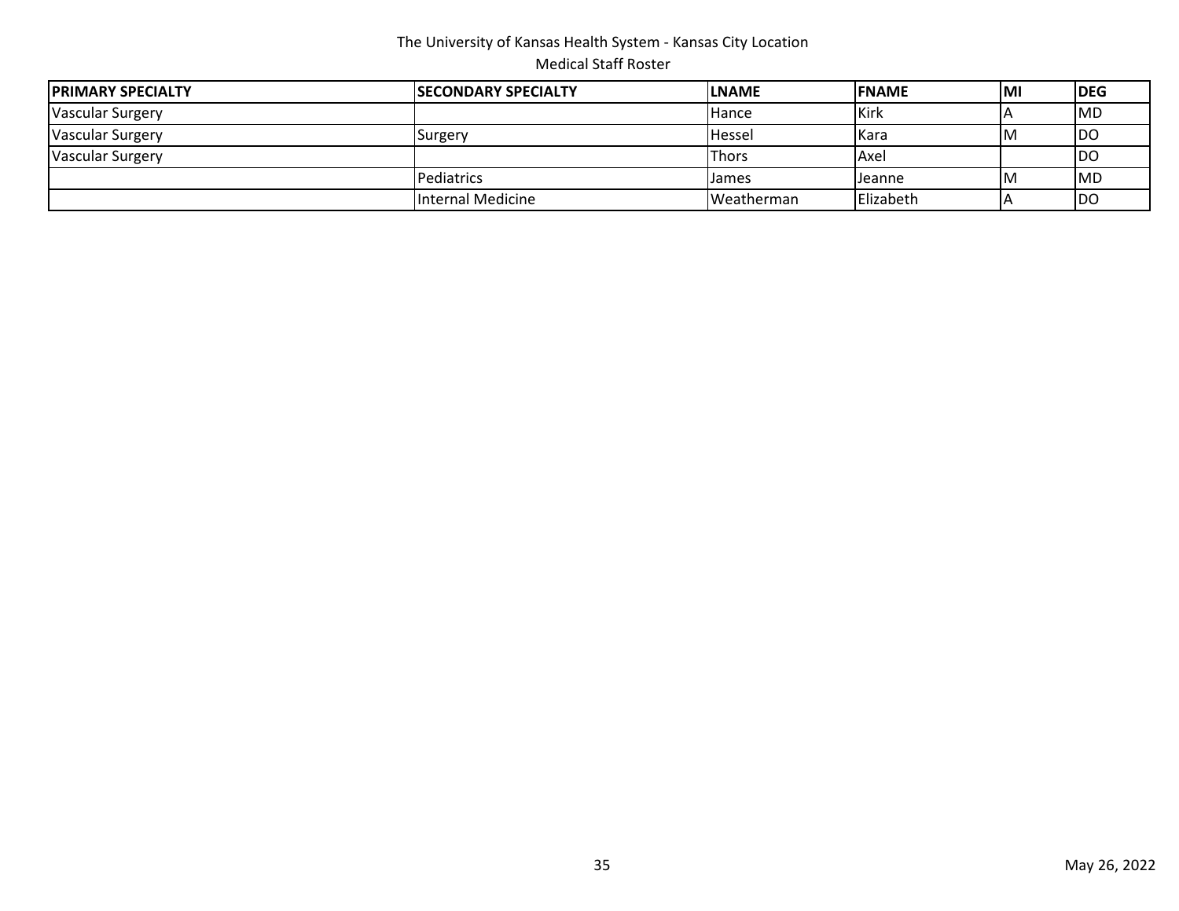The University of Kansas Health System - Kansas City Location

Medical Staff Roster

| PRIMARY SPECIALTY | SECONDARY SPECIALTY | LNAME | FNAME | MI | DEG |
|---|---|---|---|---|---|
| Vascular Surgery | | Hance | Kirk | A | MD |
| Vascular Surgery | Surgery | Hessel | Kara | M | DO |
| Vascular Surgery | | Thors | Axel | | DO |
| | Pediatrics | James | Jeanne | M | MD |
| | Internal Medicine | Weatherman | Elizabeth | A | DO |

May 26, 2022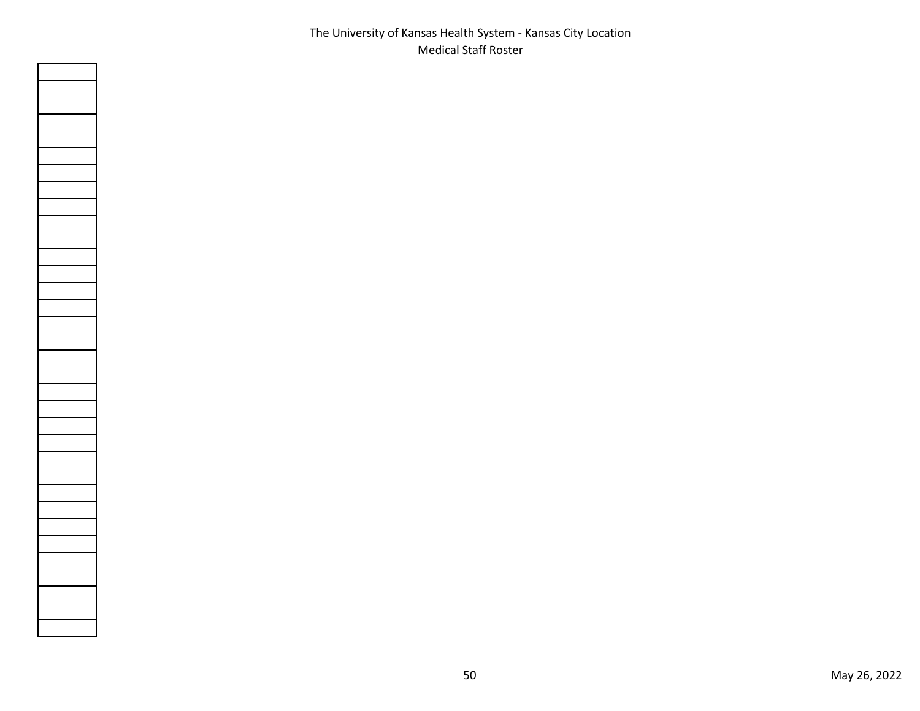The University of Kansas Health System - Kansas City Location
Medical Staff Roster

| |
|---|
| |
| |
| |
| |
| |
| |
| |
| |
| |
| |
| |
| |
| |
| |
| |
| |
| |
| |
| |
| |
| |
| |
| |
| |
| |
| |
| |
| |
| |
| |
| |
| |
| |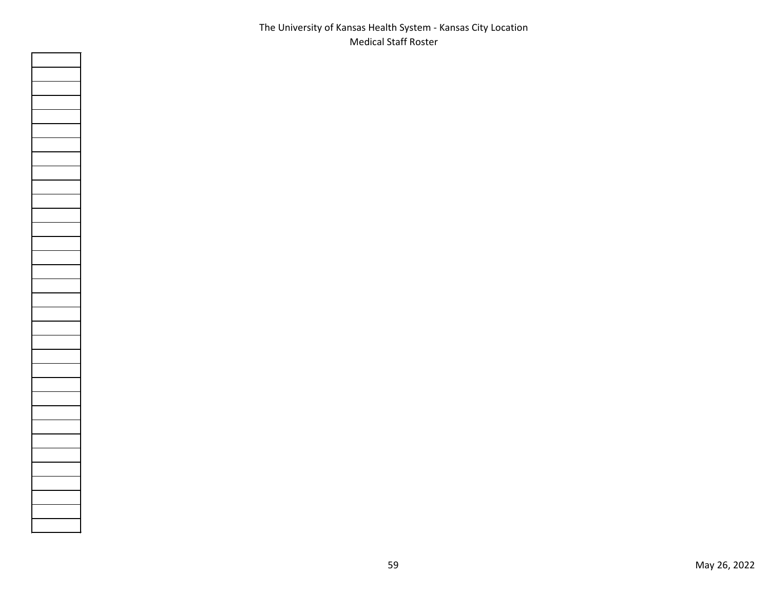The University of Kansas Health System - Kansas City Location
Medical Staff Roster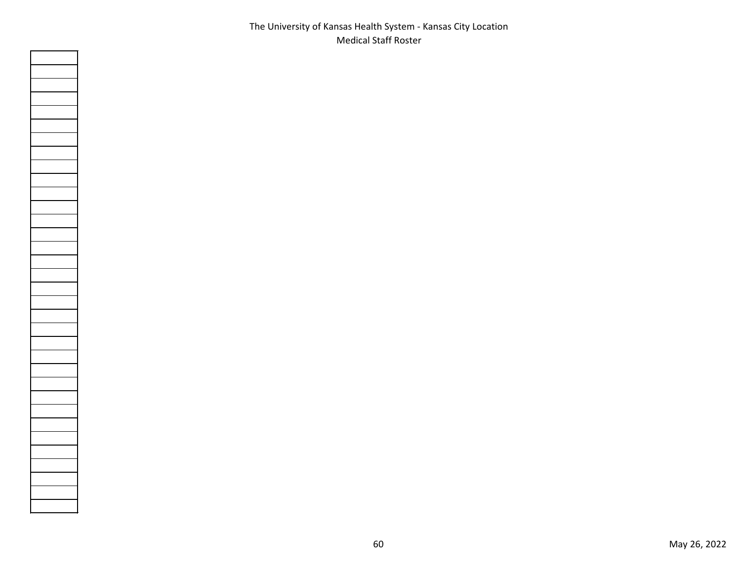The University of Kansas Health System - Kansas City Location
Medical Staff Roster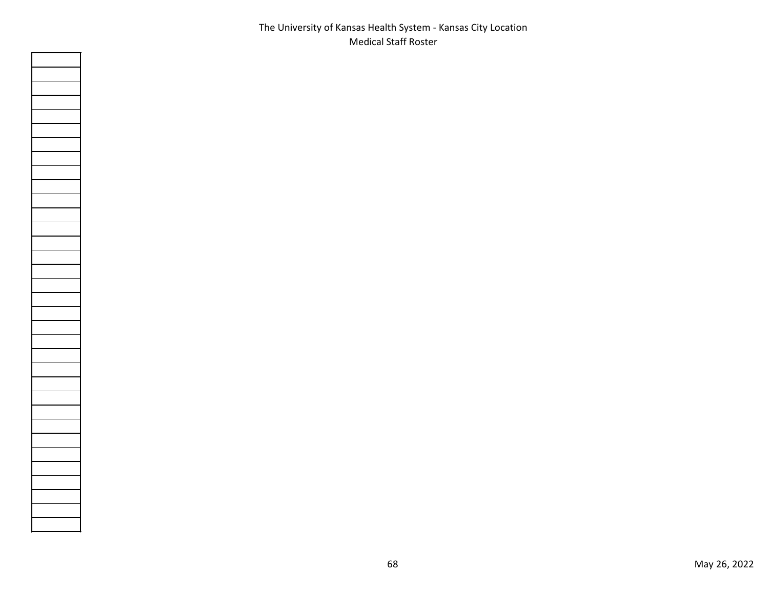# The University of Kansas Health System - Kansas City Location

## Medical Staff Roster

| |
|---|
| |
| |
| |
| |
| |
| |
| |
| |
| |
| |
| |
| |
| |
| |
| |
| |
| |
| |
| |
| |
| |
| |
| |
| |
| |
| |
| |
| |
| |
| |
| |
| |
| |